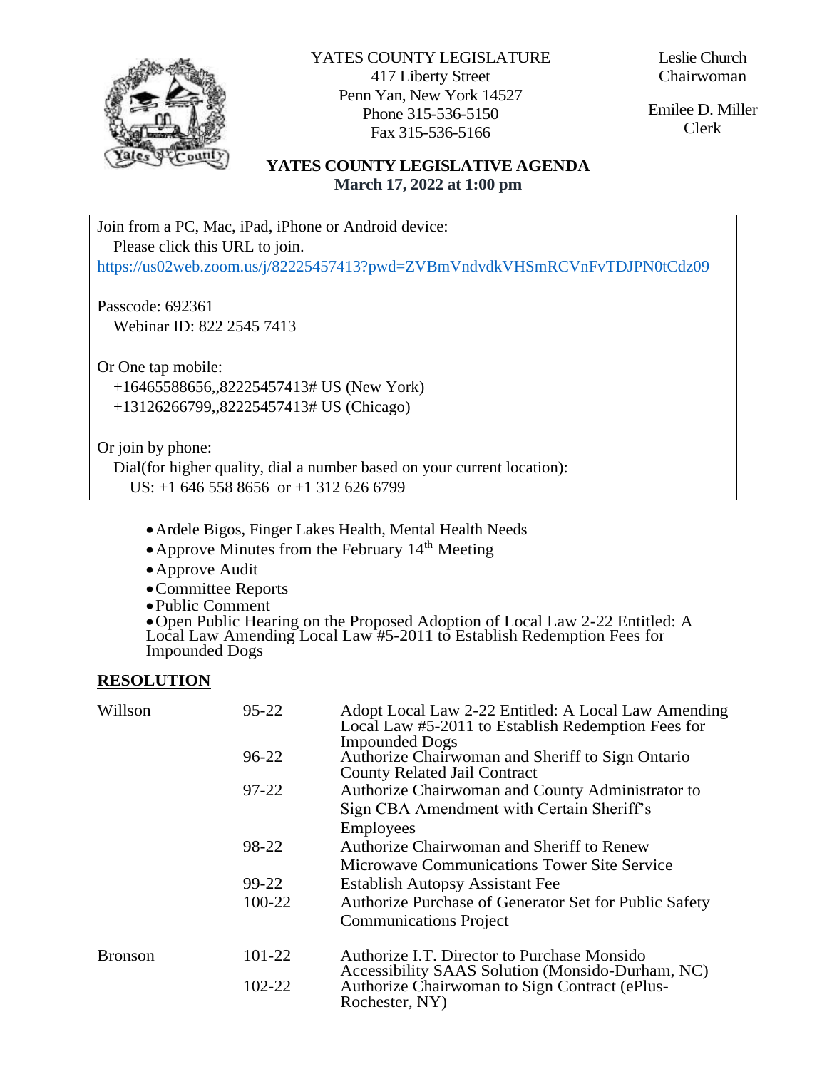YATES COUNTY LEGISLATURE
417 Liberty Street
Penn Yan, New York 14527
Phone 315-536-5150
Fax 315-536-5166

Leslie Church
Chairwoman

Emilee D. Miller
Clerk

## YATES COUNTY LEGISLATIVE AGENDA
**March 17, 2022 at 1:00 pm**

Join from a PC, Mac, iPad, iPhone or Android device:
Please click this URL to join.
https://us02web.zoom.us/j/82225457413?pwd=ZVBmVndvdkVHSmRCVnFvTDJPN0tCdz09

Passcode: 692361
Webinar ID: 822 2545 7413

Or One tap mobile:
+16465588656,,82225457413# US (New York)
+13126266799,,82225457413# US (Chicago)

Or join by phone:
Dial(for higher quality, dial a number based on your current location):
US: +1 646 558 8656 or +1 312 626 6799

- Ardele Bigos, Finger Lakes Health, Mental Health Needs
- Approve Minutes from the February 14th Meeting
- Approve Audit
- Committee Reports
- Public Comment
- Open Public Hearing on the Proposed Adoption of Local Law 2-22 Entitled: A Local Law Amending Local Law #5-2011 to Establish Redemption Fees for Impounded Dogs

**RESOLUTION**

| | | |
|---|---|---|
| Willson | 95-22 | Adopt Local Law 2-22 Entitled: A Local Law Amending Local Law #5-2011 to Establish Redemption Fees for Impounded Dogs |
| | 96-22 | Authorize Chairwoman and Sheriff to Sign Ontario County Related Jail Contract |
| | 97-22 | Authorize Chairwoman and County Administrator to Sign CBA Amendment with Certain Sheriff's Employees |
| | 98-22 | Authorize Chairwoman and Sheriff to Renew Microwave Communications Tower Site Service |
| | 99-22 | Establish Autopsy Assistant Fee |
| | 100-22 | Authorize Purchase of Generator Set for Public Safety Communications Project |
| Bronson | 101-22 | Authorize I.T. Director to Purchase Monsido Accessibility SAAS Solution (Monsido-Durham, NC) |
| | 102-22 | Authorize Chairwoman to Sign Contract (ePlus-Rochester, NY) |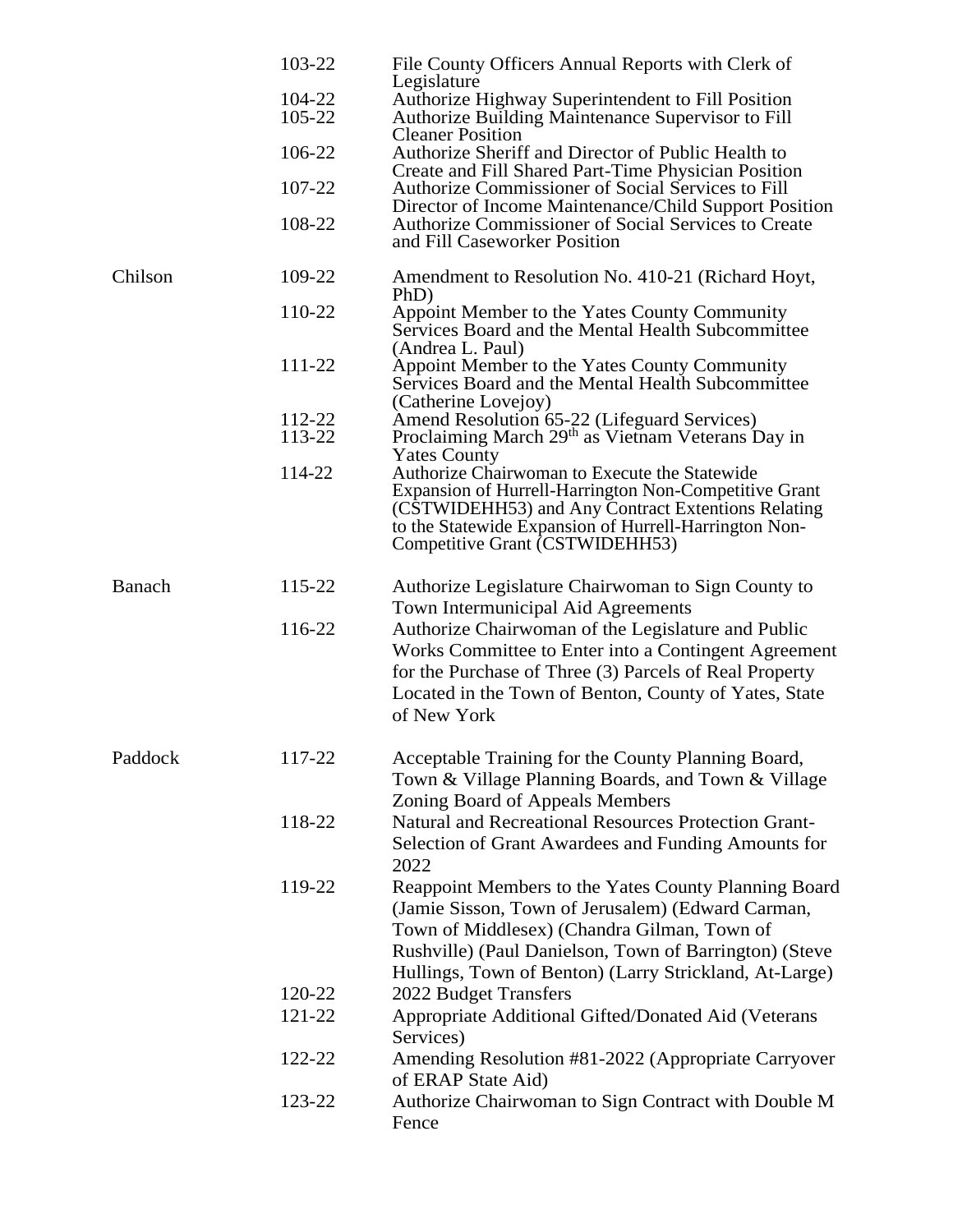| | | |
|---|---|---|
| | 103-22 | File County Officers Annual Reports with Clerk of Legislature |
| | 104-22 | Authorize Highway Superintendent to Fill Position |
| | 105-22 | Authorize Building Maintenance Supervisor to Fill Cleaner Position |
| | 106-22 | Authorize Sheriff and Director of Public Health to Create and Fill Shared Part-Time Physician Position |
| | 107-22 | Authorize Commissioner of Social Services to Fill Director of Income Maintenance/Child Support Position |
| | 108-22 | Authorize Commissioner of Social Services to Create and Fill Caseworker Position |
| Chilson | 109-22 | Amendment to Resolution No. 410-21 (Richard Hoyt, PhD) |
| | 110-22 | Appoint Member to the Yates County Community Services Board and the Mental Health Subcommittee (Andrea L. Paul) |
| | 111-22 | Appoint Member to the Yates County Community Services Board and the Mental Health Subcommittee (Catherine Lovejoy) |
| | 112-22 | Amend Resolution 65-22 (Lifeguard Services) |
| | 113-22 | Proclaiming March 29th as Vietnam Veterans Day in Yates County |
| | 114-22 | Authorize Chairwoman to Execute the Statewide Expansion of Hurrell-Harrington Non-Competitive Grant (CSTWIDEHH53) and Any Contract Extentions Relating to the Statewide Expansion of Hurrell-Harrington Non-Competitive Grant (CSTWIDEHH53) |
| Banach | 115-22 | Authorize Legislature Chairwoman to Sign County to Town Intermunicipal Aid Agreements |
| | 116-22 | Authorize Chairwoman of the Legislature and Public Works Committee to Enter into a Contingent Agreement for the Purchase of Three (3) Parcels of Real Property Located in the Town of Benton, County of Yates, State of New York |
| Paddock | 117-22 | Acceptable Training for the County Planning Board, Town & Village Planning Boards, and Town & Village Zoning Board of Appeals Members |
| | 118-22 | Natural and Recreational Resources Protection Grant-Selection of Grant Awardees and Funding Amounts for 2022 |
| | 119-22 | Reappoint Members to the Yates County Planning Board (Jamie Sisson, Town of Jerusalem) (Edward Carman, Town of Middlesex) (Chandra Gilman, Town of Rushville) (Paul Danielson, Town of Barrington) (Steve Hullings, Town of Benton) (Larry Strickland, At-Large) |
| | 120-22 | 2022 Budget Transfers |
| | 121-22 | Appropriate Additional Gifted/Donated Aid (Veterans Services) |
| | 122-22 | Amending Resolution #81-2022 (Appropriate Carryover of ERAP State Aid) |
| | 123-22 | Authorize Chairwoman to Sign Contract with Double M Fence |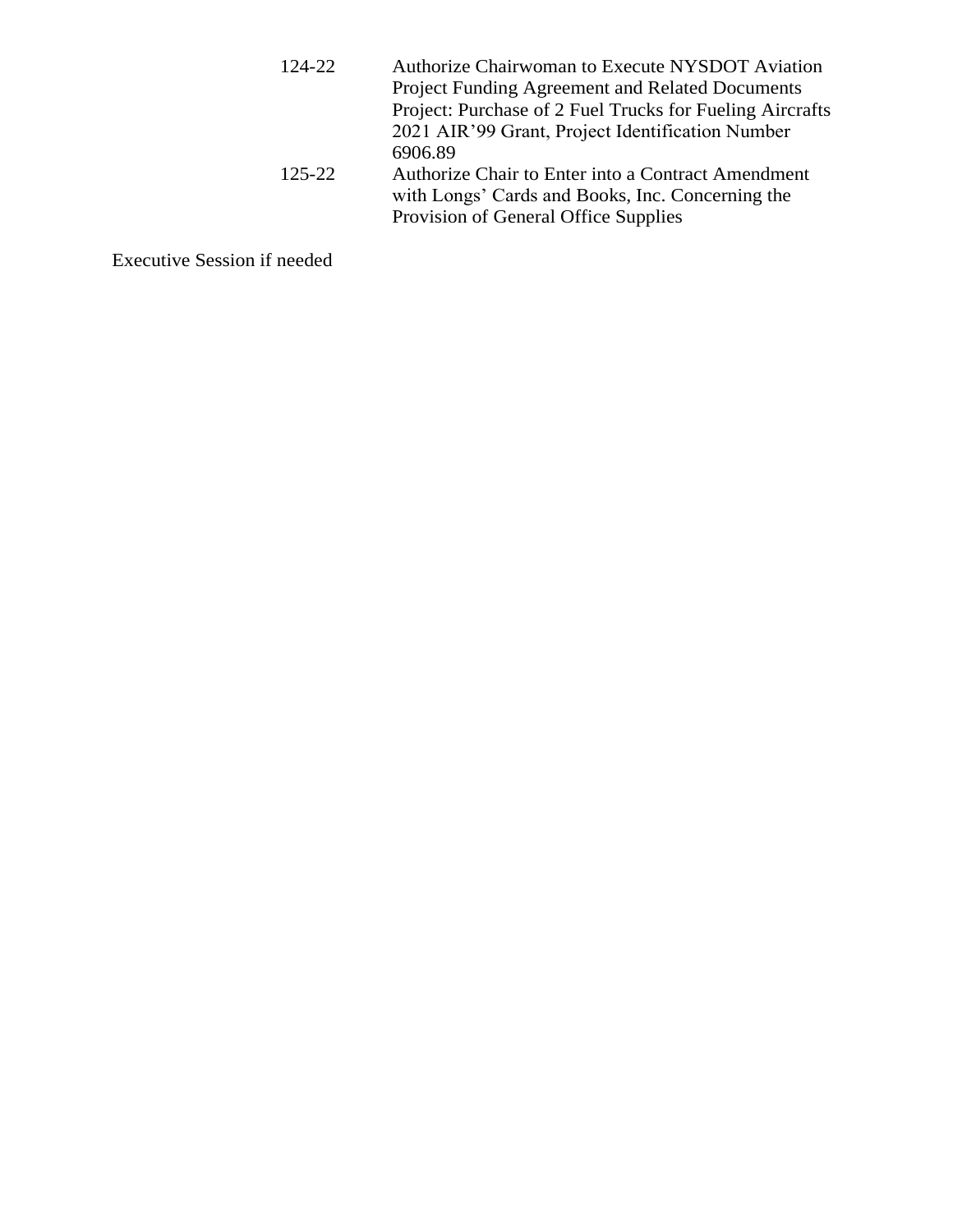124-22 Authorize Chairwoman to Execute NYSDOT Aviation Project Funding Agreement and Related Documents Project: Purchase of 2 Fuel Trucks for Fueling Aircrafts 2021 AIR’99 Grant, Project Identification Number 6906.89

125-22 Authorize Chair to Enter into a Contract Amendment with Longs’ Cards and Books, Inc. Concerning the Provision of General Office Supplies

Executive Session if needed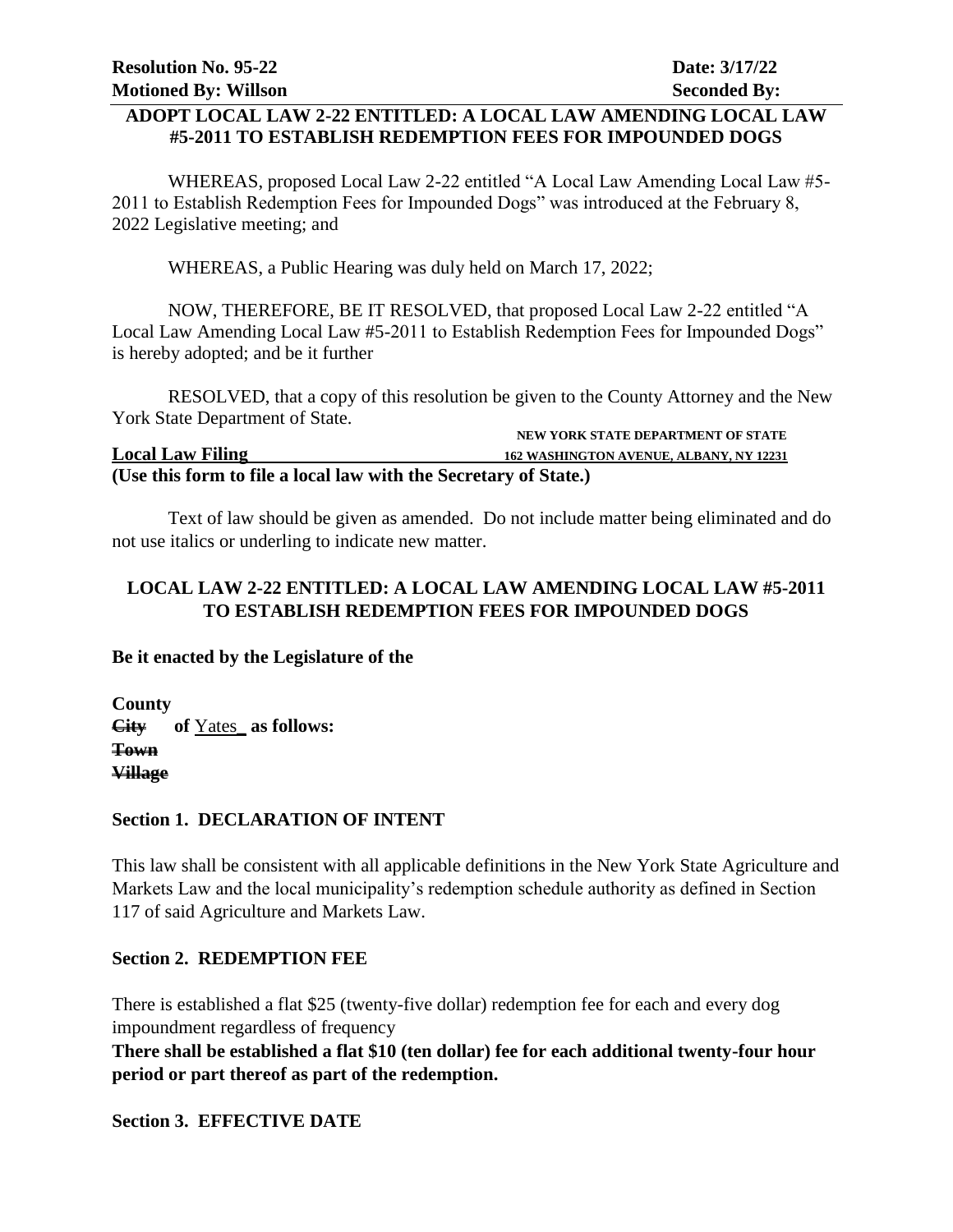**Resolution No. 95-22** **Date: 3/17/22**
**Motioned By: Willson** **Seconded By:**

## ADOPT LOCAL LAW 2-22 ENTITLED: A LOCAL LAW AMENDING LOCAL LAW #5-2011 TO ESTABLISH REDEMPTION FEES FOR IMPOUNDED DOGS

WHEREAS, proposed Local Law 2-22 entitled "A Local Law Amending Local Law #5-2011 to Establish Redemption Fees for Impounded Dogs" was introduced at the February 8, 2022 Legislative meeting; and

WHEREAS, a Public Hearing was duly held on March 17, 2022;

NOW, THEREFORE, BE IT RESOLVED, that proposed Local Law 2-22 entitled "A Local Law Amending Local Law #5-2011 to Establish Redemption Fees for Impounded Dogs" is hereby adopted; and be it further

RESOLVED, that a copy of this resolution be given to the County Attorney and the New York State Department of State.

**Local Law Filing** — **NEW YORK STATE DEPARTMENT OF STATE, 162 WASHINGTON AVENUE, ALBANY, NY 12231**

**(Use this form to file a local law with the Secretary of State.)**

Text of law should be given as amended. Do not include matter being eliminated and do not use italics or underling to indicate new matter.

## LOCAL LAW 2-22 ENTITLED: A LOCAL LAW AMENDING LOCAL LAW #5-2011 TO ESTABLISH REDEMPTION FEES FOR IMPOUNDED DOGS

**Be it enacted by the Legislature of the**

**County**
**~~City~~ of** Yates **as follows:**
**~~Town~~**
**~~Village~~**

### Section 1. DECLARATION OF INTENT

This law shall be consistent with all applicable definitions in the New York State Agriculture and Markets Law and the local municipality's redemption schedule authority as defined in Section 117 of said Agriculture and Markets Law.

### Section 2. REDEMPTION FEE

There is established a flat $25 (twenty-five dollar) redemption fee for each and every dog impoundment regardless of frequency

**There shall be established a flat $10 (ten dollar) fee for each additional twenty-four hour period or part thereof as part of the redemption.**

### Section 3. EFFECTIVE DATE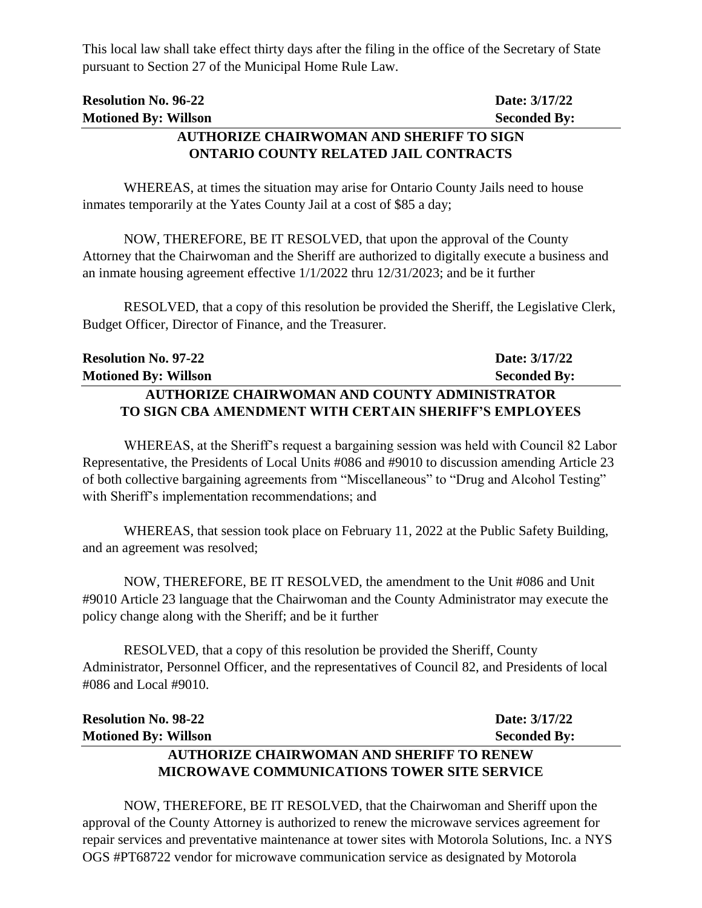This local law shall take effect thirty days after the filing in the office of the Secretary of State pursuant to Section 27 of the Municipal Home Rule Law.

**Resolution No. 96-22** **Date: 3/17/22**
**Motioned By: Willson** **Seconded By:**

### AUTHORIZE CHAIRWOMAN AND SHERIFF TO SIGN ONTARIO COUNTY RELATED JAIL CONTRACTS

WHEREAS, at times the situation may arise for Ontario County Jails need to house inmates temporarily at the Yates County Jail at a cost of $85 a day;

NOW, THEREFORE, BE IT RESOLVED, that upon the approval of the County Attorney that the Chairwoman and the Sheriff are authorized to digitally execute a business and an inmate housing agreement effective 1/1/2022 thru 12/31/2023; and be it further

RESOLVED, that a copy of this resolution be provided the Sheriff, the Legislative Clerk, Budget Officer, Director of Finance, and the Treasurer.

**Resolution No. 97-22** **Date: 3/17/22**
**Motioned By: Willson** **Seconded By:**

### AUTHORIZE CHAIRWOMAN AND COUNTY ADMINISTRATOR TO SIGN CBA AMENDMENT WITH CERTAIN SHERIFF'S EMPLOYEES

WHEREAS, at the Sheriff's request a bargaining session was held with Council 82 Labor Representative, the Presidents of Local Units #086 and #9010 to discussion amending Article 23 of both collective bargaining agreements from "Miscellaneous" to "Drug and Alcohol Testing" with Sheriff's implementation recommendations; and

WHEREAS, that session took place on February 11, 2022 at the Public Safety Building, and an agreement was resolved;

NOW, THEREFORE, BE IT RESOLVED, the amendment to the Unit #086 and Unit #9010 Article 23 language that the Chairwoman and the County Administrator may execute the policy change along with the Sheriff; and be it further

RESOLVED, that a copy of this resolution be provided the Sheriff, County Administrator, Personnel Officer, and the representatives of Council 82, and Presidents of local #086 and Local #9010.

**Resolution No. 98-22** **Date: 3/17/22**
**Motioned By: Willson** **Seconded By:**

### AUTHORIZE CHAIRWOMAN AND SHERIFF TO RENEW MICROWAVE COMMUNICATIONS TOWER SITE SERVICE

NOW, THEREFORE, BE IT RESOLVED, that the Chairwoman and Sheriff upon the approval of the County Attorney is authorized to renew the microwave services agreement for repair services and preventative maintenance at tower sites with Motorola Solutions, Inc. a NYS OGS #PT68722 vendor for microwave communication service as designated by Motorola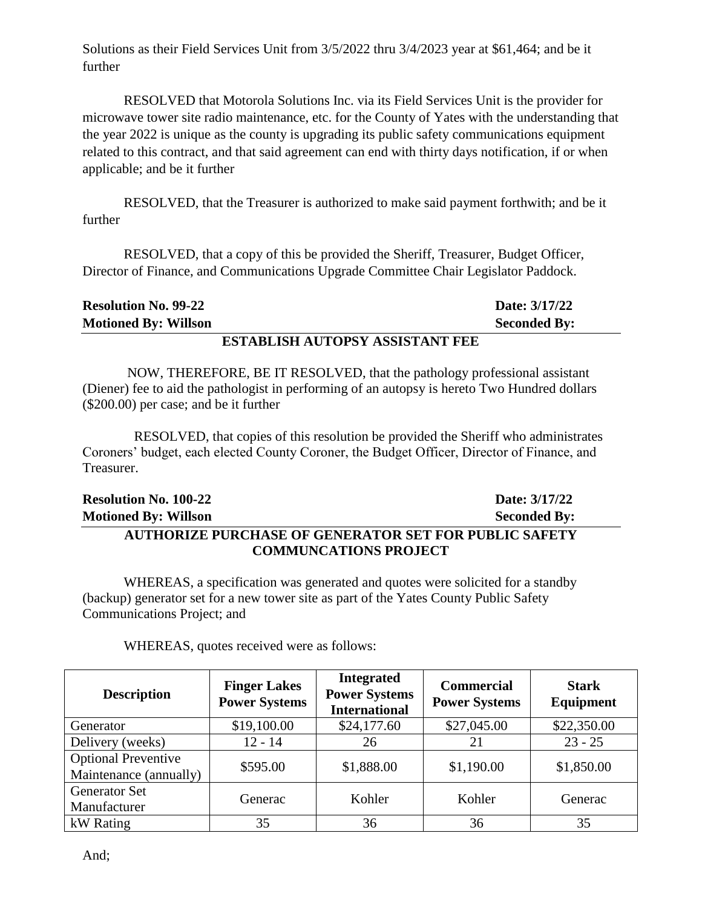Solutions as their Field Services Unit from 3/5/2022 thru 3/4/2023 year at $61,464; and be it further

RESOLVED that Motorola Solutions Inc. via its Field Services Unit is the provider for microwave tower site radio maintenance, etc. for the County of Yates with the understanding that the year 2022 is unique as the county is upgrading its public safety communications equipment related to this contract, and that said agreement can end with thirty days notification, if or when applicable; and be it further

RESOLVED, that the Treasurer is authorized to make said payment forthwith; and be it further

RESOLVED, that a copy of this be provided the Sheriff, Treasurer, Budget Officer, Director of Finance, and Communications Upgrade Committee Chair Legislator Paddock.

**Resolution No. 99-22** **Date: 3/17/22**
**Motioned By: Willson** **Seconded By:**

**ESTABLISH AUTOPSY ASSISTANT FEE**

NOW, THEREFORE, BE IT RESOLVED, that the pathology professional assistant (Diener) fee to aid the pathologist in performing of an autopsy is hereto Two Hundred dollars ($200.00) per case; and be it further

RESOLVED, that copies of this resolution be provided the Sheriff who administrates Coroners' budget, each elected County Coroner, the Budget Officer, Director of Finance, and Treasurer.

**Resolution No. 100-22** **Date: 3/17/22**
**Motioned By: Willson** **Seconded By:**

**AUTHORIZE PURCHASE OF GENERATOR SET FOR PUBLIC SAFETY COMMUNCATIONS PROJECT**

WHEREAS, a specification was generated and quotes were solicited for a standby (backup) generator set for a new tower site as part of the Yates County Public Safety Communications Project; and

WHEREAS, quotes received were as follows:

| Description | Finger Lakes Power Systems | Integrated Power Systems International | Commercial Power Systems | Stark Equipment |
|---|---|---|---|---|
| Generator | $19,100.00 | $24,177.60 | $27,045.00 | $22,350.00 |
| Delivery (weeks) | 12 - 14 | 26 | 21 | 23 - 25 |
| Optional Preventive Maintenance (annually) | $595.00 | $1,888.00 | $1,190.00 | $1,850.00 |
| Generator Set Manufacturer | Generac | Kohler | Kohler | Generac |
| kW Rating | 35 | 36 | 36 | 35 |

And;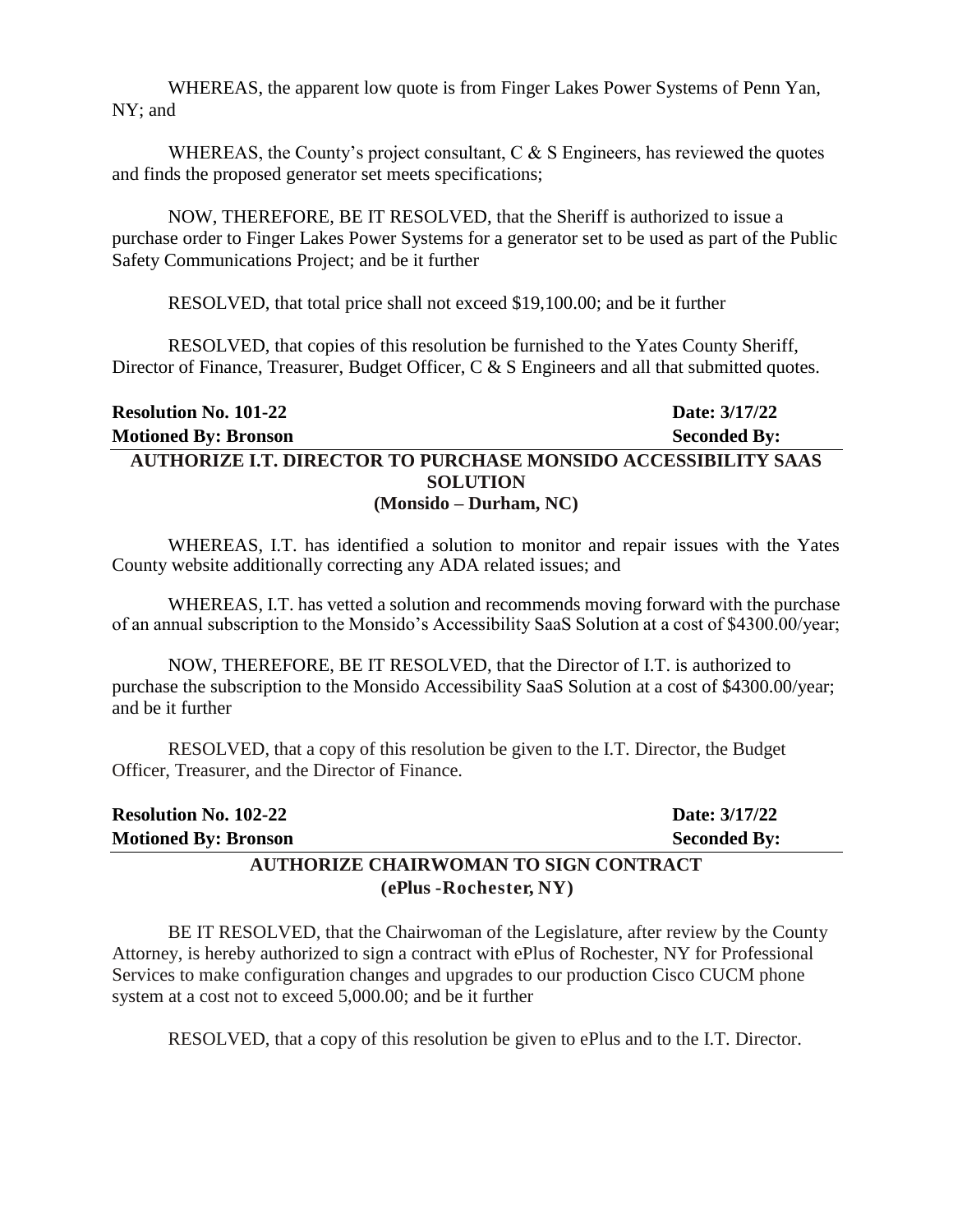WHEREAS, the apparent low quote is from Finger Lakes Power Systems of Penn Yan, NY; and

WHEREAS, the County's project consultant, C & S Engineers, has reviewed the quotes and finds the proposed generator set meets specifications;

NOW, THEREFORE, BE IT RESOLVED, that the Sheriff is authorized to issue a purchase order to Finger Lakes Power Systems for a generator set to be used as part of the Public Safety Communications Project; and be it further

RESOLVED, that total price shall not exceed $19,100.00; and be it further

RESOLVED, that copies of this resolution be furnished to the Yates County Sheriff, Director of Finance, Treasurer, Budget Officer, C & S Engineers and all that submitted quotes.

**Resolution No. 101-22** **Date: 3/17/22**
**Motioned By: Bronson** **Seconded By:**

**AUTHORIZE I.T. DIRECTOR TO PURCHASE MONSIDO ACCESSIBILITY SAAS SOLUTION**
**(Monsido – Durham, NC)**

WHEREAS, I.T. has identified a solution to monitor and repair issues with the Yates County website additionally correcting any ADA related issues; and

WHEREAS, I.T. has vetted a solution and recommends moving forward with the purchase of an annual subscription to the Monsido's Accessibility SaaS Solution at a cost of $4300.00/year;

NOW, THEREFORE, BE IT RESOLVED, that the Director of I.T. is authorized to purchase the subscription to the Monsido Accessibility SaaS Solution at a cost of $4300.00/year; and be it further

RESOLVED, that a copy of this resolution be given to the I.T. Director, the Budget Officer, Treasurer, and the Director of Finance.

**Resolution No. 102-22** **Date: 3/17/22**
**Motioned By: Bronson** **Seconded By:**

**AUTHORIZE CHAIRWOMAN TO SIGN CONTRACT**
**(ePlus -Rochester, NY)**

BE IT RESOLVED, that the Chairwoman of the Legislature, after review by the County Attorney, is hereby authorized to sign a contract with ePlus of Rochester, NY for Professional Services to make configuration changes and upgrades to our production Cisco CUCM phone system at a cost not to exceed 5,000.00; and be it further

RESOLVED, that a copy of this resolution be given to ePlus and to the I.T. Director.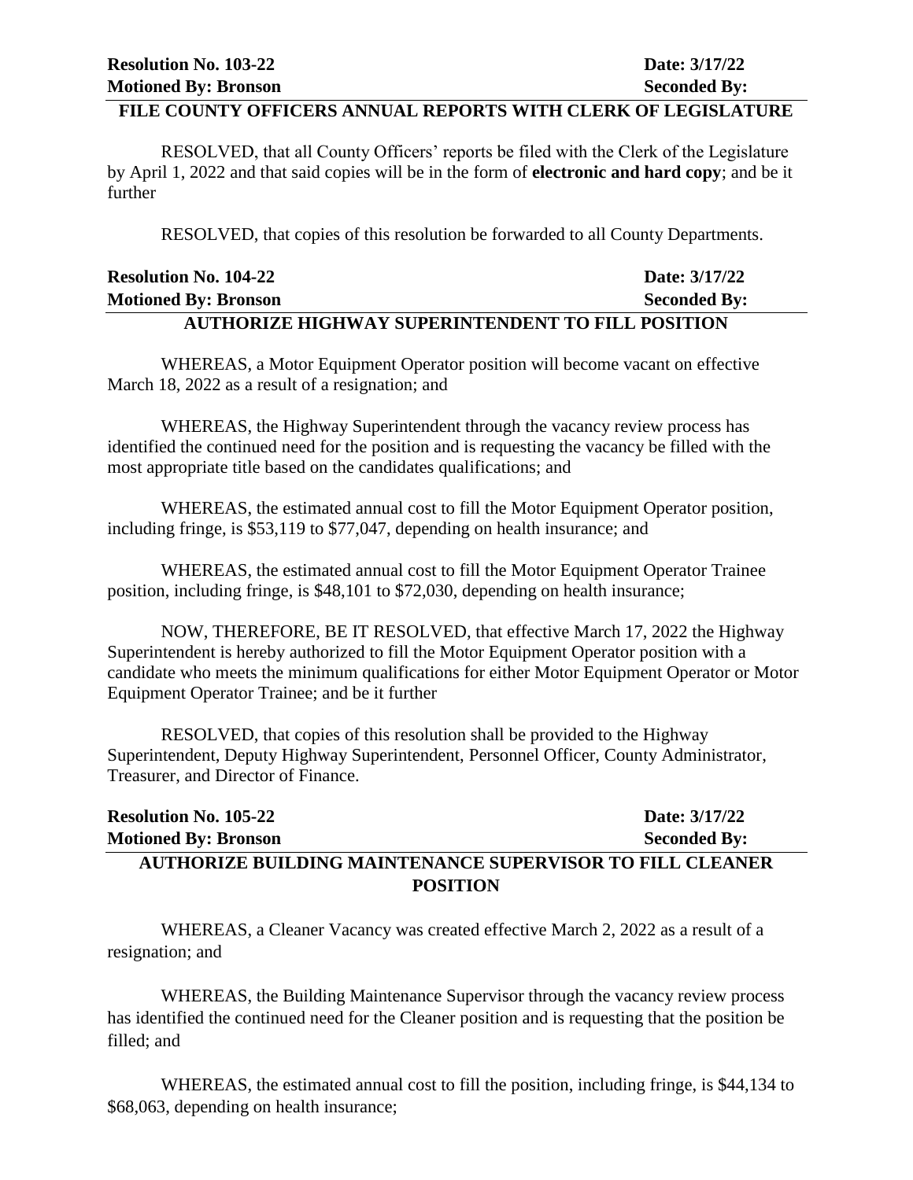**Resolution No. 103-22** **Date: 3/17/22**
**Motioned By: Bronson** **Seconded By:**

### FILE COUNTY OFFICERS ANNUAL REPORTS WITH CLERK OF LEGISLATURE

RESOLVED, that all County Officers' reports be filed with the Clerk of the Legislature by April 1, 2022 and that said copies will be in the form of **electronic and hard copy**; and be it further

RESOLVED, that copies of this resolution be forwarded to all County Departments.

**Resolution No. 104-22** **Date: 3/17/22**
**Motioned By: Bronson** **Seconded By:**

### AUTHORIZE HIGHWAY SUPERINTENDENT TO FILL POSITION

WHEREAS, a Motor Equipment Operator position will become vacant on effective March 18, 2022 as a result of a resignation; and

WHEREAS, the Highway Superintendent through the vacancy review process has identified the continued need for the position and is requesting the vacancy be filled with the most appropriate title based on the candidates qualifications; and

WHEREAS, the estimated annual cost to fill the Motor Equipment Operator position, including fringe, is $53,119 to $77,047, depending on health insurance; and

WHEREAS, the estimated annual cost to fill the Motor Equipment Operator Trainee position, including fringe, is $48,101 to $72,030, depending on health insurance;

NOW, THEREFORE, BE IT RESOLVED, that effective March 17, 2022 the Highway Superintendent is hereby authorized to fill the Motor Equipment Operator position with a candidate who meets the minimum qualifications for either Motor Equipment Operator or Motor Equipment Operator Trainee; and be it further

RESOLVED, that copies of this resolution shall be provided to the Highway Superintendent, Deputy Highway Superintendent, Personnel Officer, County Administrator, Treasurer, and Director of Finance.

**Resolution No. 105-22** **Date: 3/17/22**
**Motioned By: Bronson** **Seconded By:**

### AUTHORIZE BUILDING MAINTENANCE SUPERVISOR TO FILL CLEANER POSITION

WHEREAS, a Cleaner Vacancy was created effective March 2, 2022 as a result of a resignation; and

WHEREAS, the Building Maintenance Supervisor through the vacancy review process has identified the continued need for the Cleaner position and is requesting that the position be filled; and

WHEREAS, the estimated annual cost to fill the position, including fringe, is $44,134 to $68,063, depending on health insurance;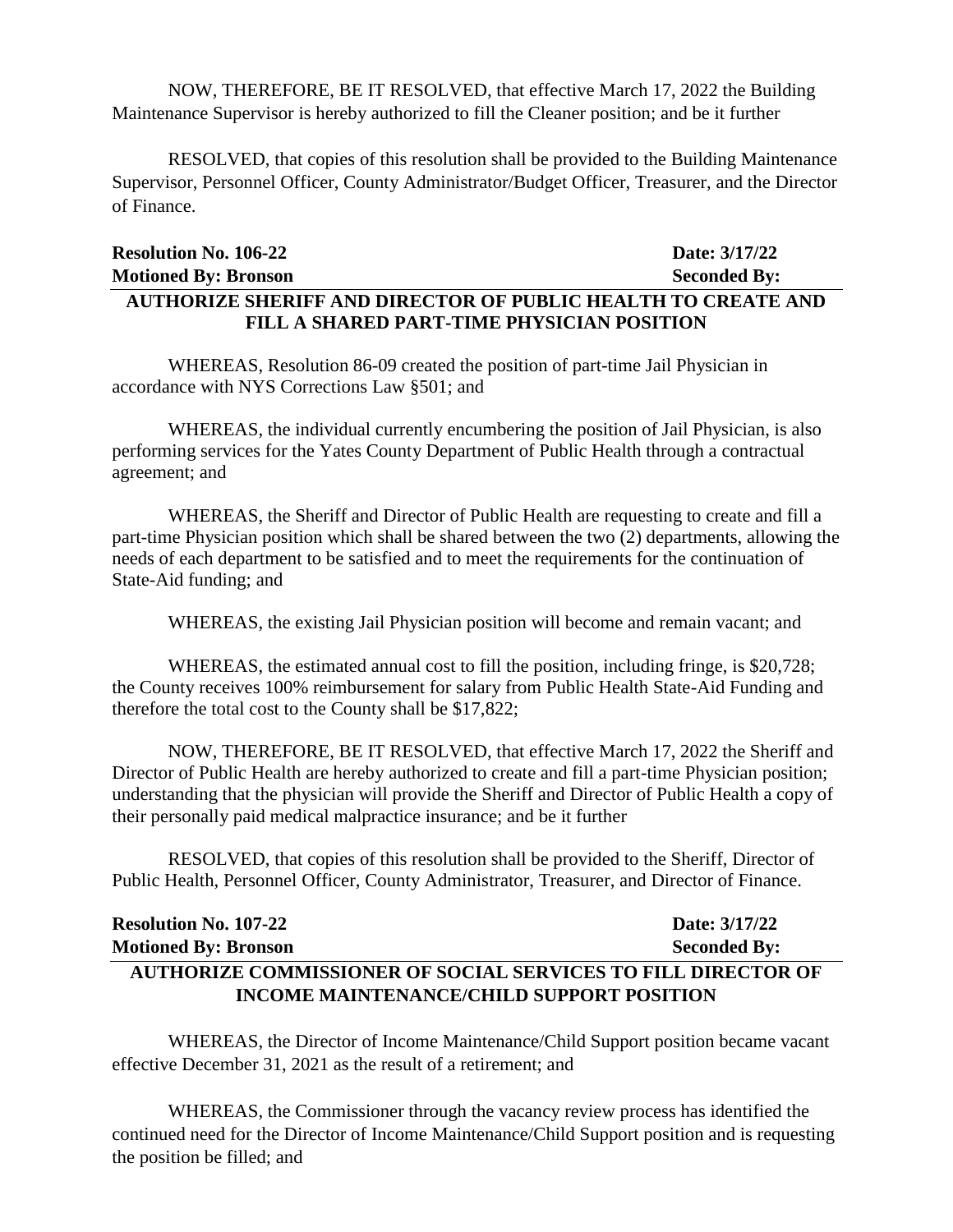NOW, THEREFORE, BE IT RESOLVED, that effective March 17, 2022 the Building Maintenance Supervisor is hereby authorized to fill the Cleaner position; and be it further

RESOLVED, that copies of this resolution shall be provided to the Building Maintenance Supervisor, Personnel Officer, County Administrator/Budget Officer, Treasurer, and the Director of Finance.

**Resolution No. 106-22** **Date: 3/17/22**
**Motioned By: Bronson** **Seconded By:**

**AUTHORIZE SHERIFF AND DIRECTOR OF PUBLIC HEALTH TO CREATE AND FILL A SHARED PART-TIME PHYSICIAN POSITION**

WHEREAS, Resolution 86-09 created the position of part-time Jail Physician in accordance with NYS Corrections Law §501; and

WHEREAS, the individual currently encumbering the position of Jail Physician, is also performing services for the Yates County Department of Public Health through a contractual agreement; and

WHEREAS, the Sheriff and Director of Public Health are requesting to create and fill a part-time Physician position which shall be shared between the two (2) departments, allowing the needs of each department to be satisfied and to meet the requirements for the continuation of State-Aid funding; and

WHEREAS, the existing Jail Physician position will become and remain vacant; and

WHEREAS, the estimated annual cost to fill the position, including fringe, is $20,728; the County receives 100% reimbursement for salary from Public Health State-Aid Funding and therefore the total cost to the County shall be $17,822;

NOW, THEREFORE, BE IT RESOLVED, that effective March 17, 2022 the Sheriff and Director of Public Health are hereby authorized to create and fill a part-time Physician position; understanding that the physician will provide the Sheriff and Director of Public Health a copy of their personally paid medical malpractice insurance; and be it further

RESOLVED, that copies of this resolution shall be provided to the Sheriff, Director of Public Health, Personnel Officer, County Administrator, Treasurer, and Director of Finance.

**Resolution No. 107-22** **Date: 3/17/22**
**Motioned By: Bronson** **Seconded By:**

**AUTHORIZE COMMISSIONER OF SOCIAL SERVICES TO FILL DIRECTOR OF INCOME MAINTENANCE/CHILD SUPPORT POSITION**

WHEREAS, the Director of Income Maintenance/Child Support position became vacant effective December 31, 2021 as the result of a retirement; and

WHEREAS, the Commissioner through the vacancy review process has identified the continued need for the Director of Income Maintenance/Child Support position and is requesting the position be filled; and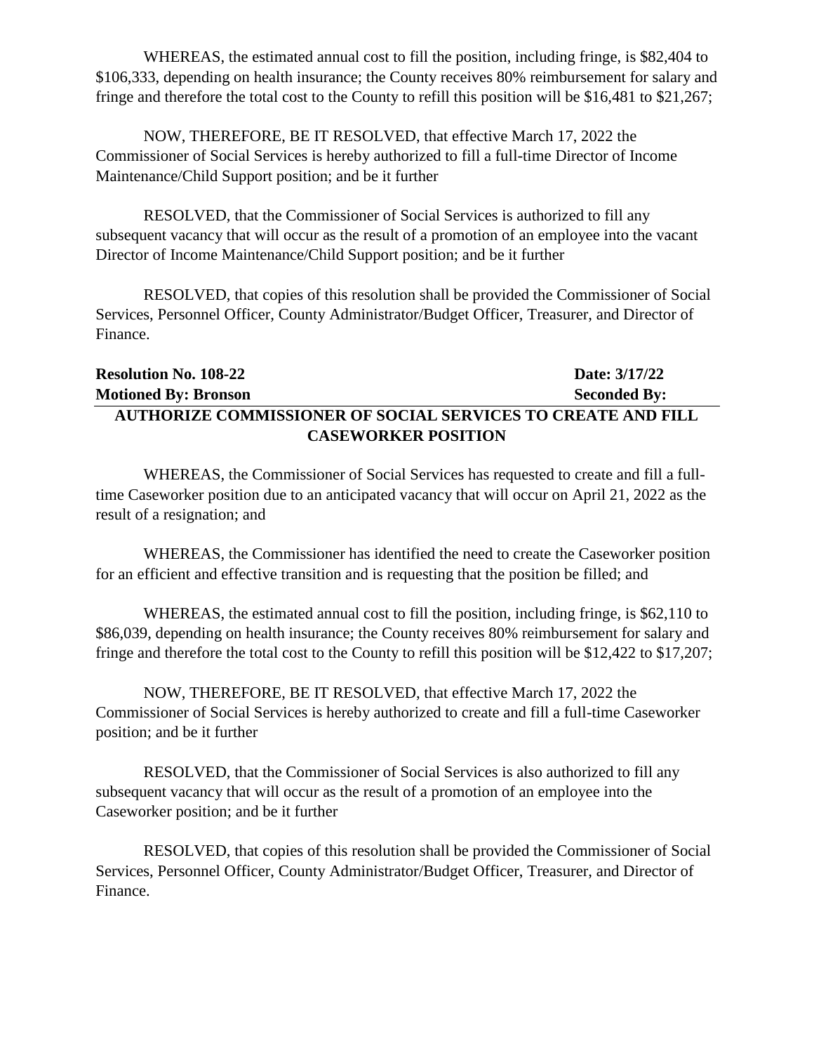WHEREAS, the estimated annual cost to fill the position, including fringe, is $82,404 to $106,333, depending on health insurance; the County receives 80% reimbursement for salary and fringe and therefore the total cost to the County to refill this position will be $16,481 to $21,267;

NOW, THEREFORE, BE IT RESOLVED, that effective March 17, 2022 the Commissioner of Social Services is hereby authorized to fill a full-time Director of Income Maintenance/Child Support position; and be it further

RESOLVED, that the Commissioner of Social Services is authorized to fill any subsequent vacancy that will occur as the result of a promotion of an employee into the vacant Director of Income Maintenance/Child Support position; and be it further

RESOLVED, that copies of this resolution shall be provided the Commissioner of Social Services, Personnel Officer, County Administrator/Budget Officer, Treasurer, and Director of Finance.

**Resolution No. 108-22** **Date: 3/17/22**

**Motioned By: Bronson** **Seconded By:**

**AUTHORIZE COMMISSIONER OF SOCIAL SERVICES TO CREATE AND FILL CASEWORKER POSITION**

WHEREAS, the Commissioner of Social Services has requested to create and fill a full-time Caseworker position due to an anticipated vacancy that will occur on April 21, 2022 as the result of a resignation; and

WHEREAS, the Commissioner has identified the need to create the Caseworker position for an efficient and effective transition and is requesting that the position be filled; and

WHEREAS, the estimated annual cost to fill the position, including fringe, is $62,110 to $86,039, depending on health insurance; the County receives 80% reimbursement for salary and fringe and therefore the total cost to the County to refill this position will be $12,422 to $17,207;

NOW, THEREFORE, BE IT RESOLVED, that effective March 17, 2022 the Commissioner of Social Services is hereby authorized to create and fill a full-time Caseworker position; and be it further

RESOLVED, that the Commissioner of Social Services is also authorized to fill any subsequent vacancy that will occur as the result of a promotion of an employee into the Caseworker position; and be it further

RESOLVED, that copies of this resolution shall be provided the Commissioner of Social Services, Personnel Officer, County Administrator/Budget Officer, Treasurer, and Director of Finance.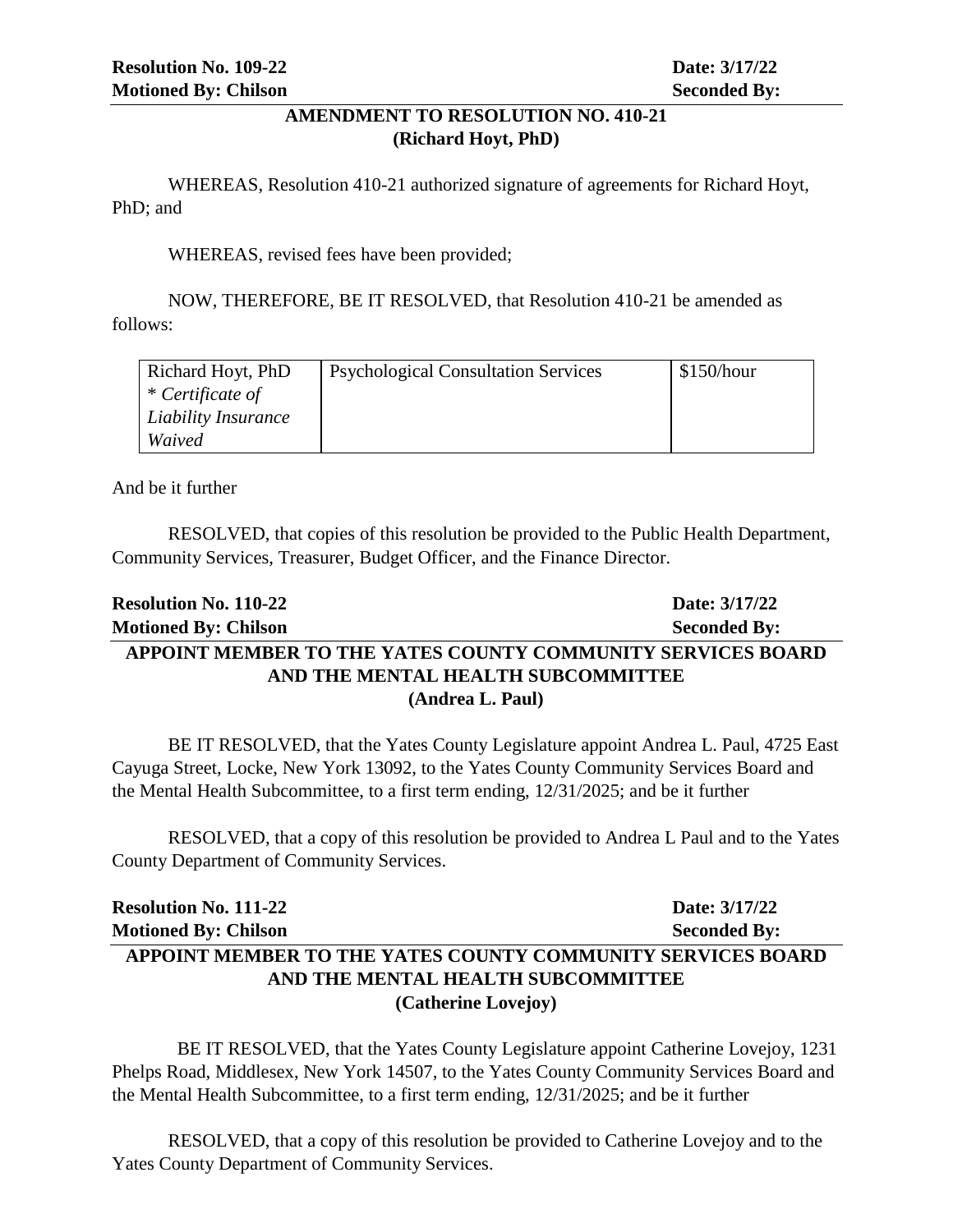**Resolution No. 109-22** **Date: 3/17/22**
**Motioned By: Chilson** **Seconded By:**

## AMENDMENT TO RESOLUTION NO. 410-21
## (Richard Hoyt, PhD)

WHEREAS, Resolution 410-21 authorized signature of agreements for Richard Hoyt, PhD; and

WHEREAS, revised fees have been provided;

NOW, THEREFORE, BE IT RESOLVED, that Resolution 410-21 be amended as follows:

| Richard Hoyt, PhD *\* Certificate of Liability Insurance Waived* | Psychological Consultation Services | $150/hour |
|---|---|---|

And be it further

RESOLVED, that copies of this resolution be provided to the Public Health Department, Community Services, Treasurer, Budget Officer, and the Finance Director.

**Resolution No. 110-22** **Date: 3/17/22**
**Motioned By: Chilson** **Seconded By:**

## APPOINT MEMBER TO THE YATES COUNTY COMMUNITY SERVICES BOARD AND THE MENTAL HEALTH SUBCOMMITTEE
## (Andrea L. Paul)

BE IT RESOLVED, that the Yates County Legislature appoint Andrea L. Paul, 4725 East Cayuga Street, Locke, New York 13092, to the Yates County Community Services Board and the Mental Health Subcommittee, to a first term ending, 12/31/2025; and be it further

RESOLVED, that a copy of this resolution be provided to Andrea L Paul and to the Yates County Department of Community Services.

**Resolution No. 111-22** **Date: 3/17/22**
**Motioned By: Chilson** **Seconded By:**

## APPOINT MEMBER TO THE YATES COUNTY COMMUNITY SERVICES BOARD AND THE MENTAL HEALTH SUBCOMMITTEE
## (Catherine Lovejoy)

BE IT RESOLVED, that the Yates County Legislature appoint Catherine Lovejoy, 1231 Phelps Road, Middlesex, New York 14507, to the Yates County Community Services Board and the Mental Health Subcommittee, to a first term ending, 12/31/2025; and be it further

RESOLVED, that a copy of this resolution be provided to Catherine Lovejoy and to the Yates County Department of Community Services.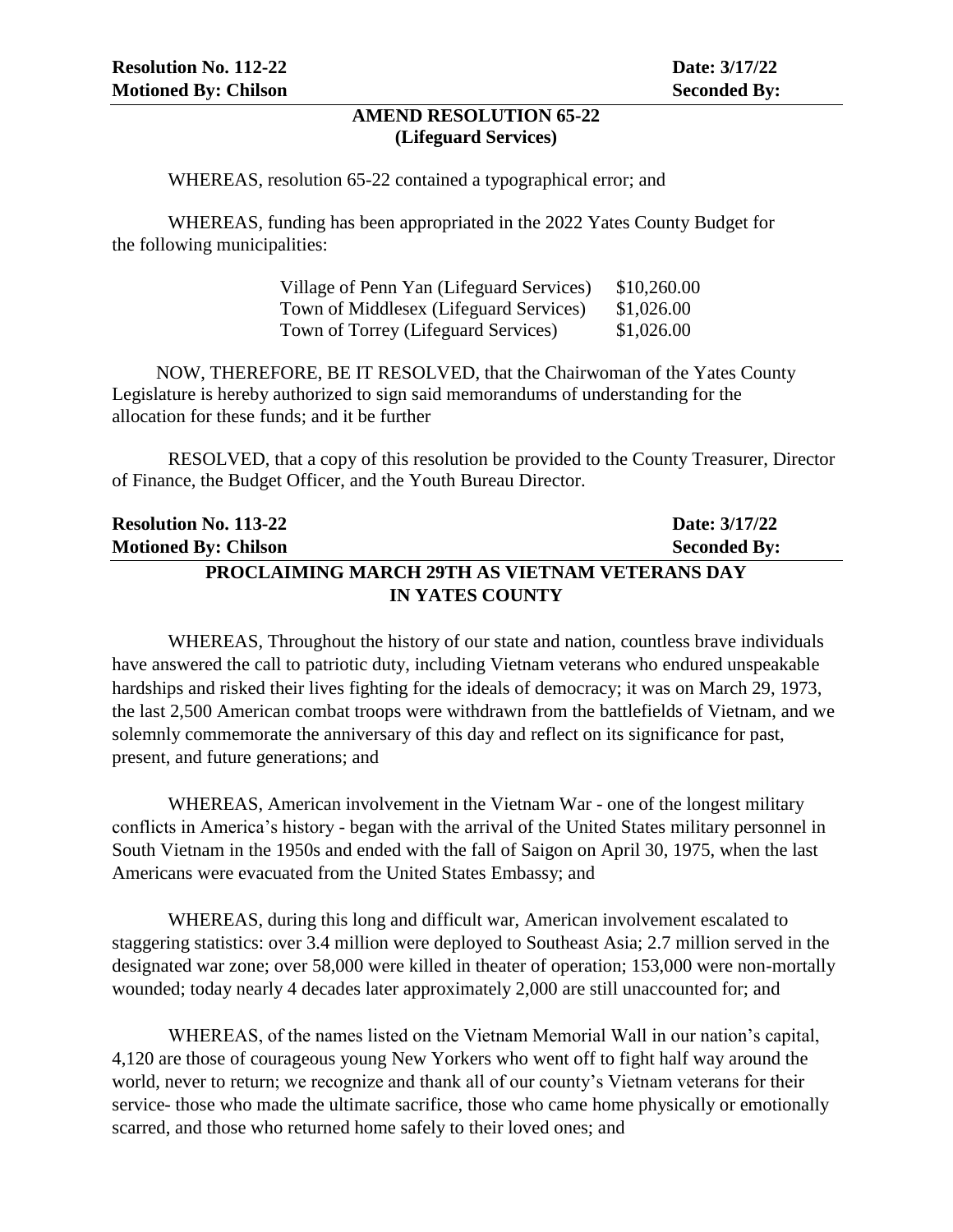**Resolution No. 112-22** **Date: 3/17/22**
**Motioned By: Chilson** **Seconded By:**

**AMEND RESOLUTION 65-22**
**(Lifeguard Services)**

WHEREAS, resolution 65-22 contained a typographical error; and

WHEREAS, funding has been appropriated in the 2022 Yates County Budget for the following municipalities:

| | |
|---|---|
| Village of Penn Yan (Lifeguard Services) | $10,260.00 |
| Town of Middlesex (Lifeguard Services) | $1,026.00 |
| Town of Torrey (Lifeguard Services) | $1,026.00 |

NOW, THEREFORE, BE IT RESOLVED, that the Chairwoman of the Yates County Legislature is hereby authorized to sign said memorandums of understanding for the allocation for these funds; and it be further

RESOLVED, that a copy of this resolution be provided to the County Treasurer, Director of Finance, the Budget Officer, and the Youth Bureau Director.

**Resolution No. 113-22** **Date: 3/17/22**
**Motioned By: Chilson** **Seconded By:**

**PROCLAIMING MARCH 29TH AS VIETNAM VETERANS DAY IN YATES COUNTY**

WHEREAS, Throughout the history of our state and nation, countless brave individuals have answered the call to patriotic duty, including Vietnam veterans who endured unspeakable hardships and risked their lives fighting for the ideals of democracy; it was on March 29, 1973, the last 2,500 American combat troops were withdrawn from the battlefields of Vietnam, and we solemnly commemorate the anniversary of this day and reflect on its significance for past, present, and future generations; and

WHEREAS, American involvement in the Vietnam War - one of the longest military conflicts in America's history - began with the arrival of the United States military personnel in South Vietnam in the 1950s and ended with the fall of Saigon on April 30, 1975, when the last Americans were evacuated from the United States Embassy; and

WHEREAS, during this long and difficult war, American involvement escalated to staggering statistics: over 3.4 million were deployed to Southeast Asia; 2.7 million served in the designated war zone; over 58,000 were killed in theater of operation; 153,000 were non-mortally wounded; today nearly 4 decades later approximately 2,000 are still unaccounted for; and

WHEREAS, of the names listed on the Vietnam Memorial Wall in our nation's capital, 4,120 are those of courageous young New Yorkers who went off to fight half way around the world, never to return; we recognize and thank all of our county's Vietnam veterans for their service- those who made the ultimate sacrifice, those who came home physically or emotionally scarred, and those who returned home safely to their loved ones; and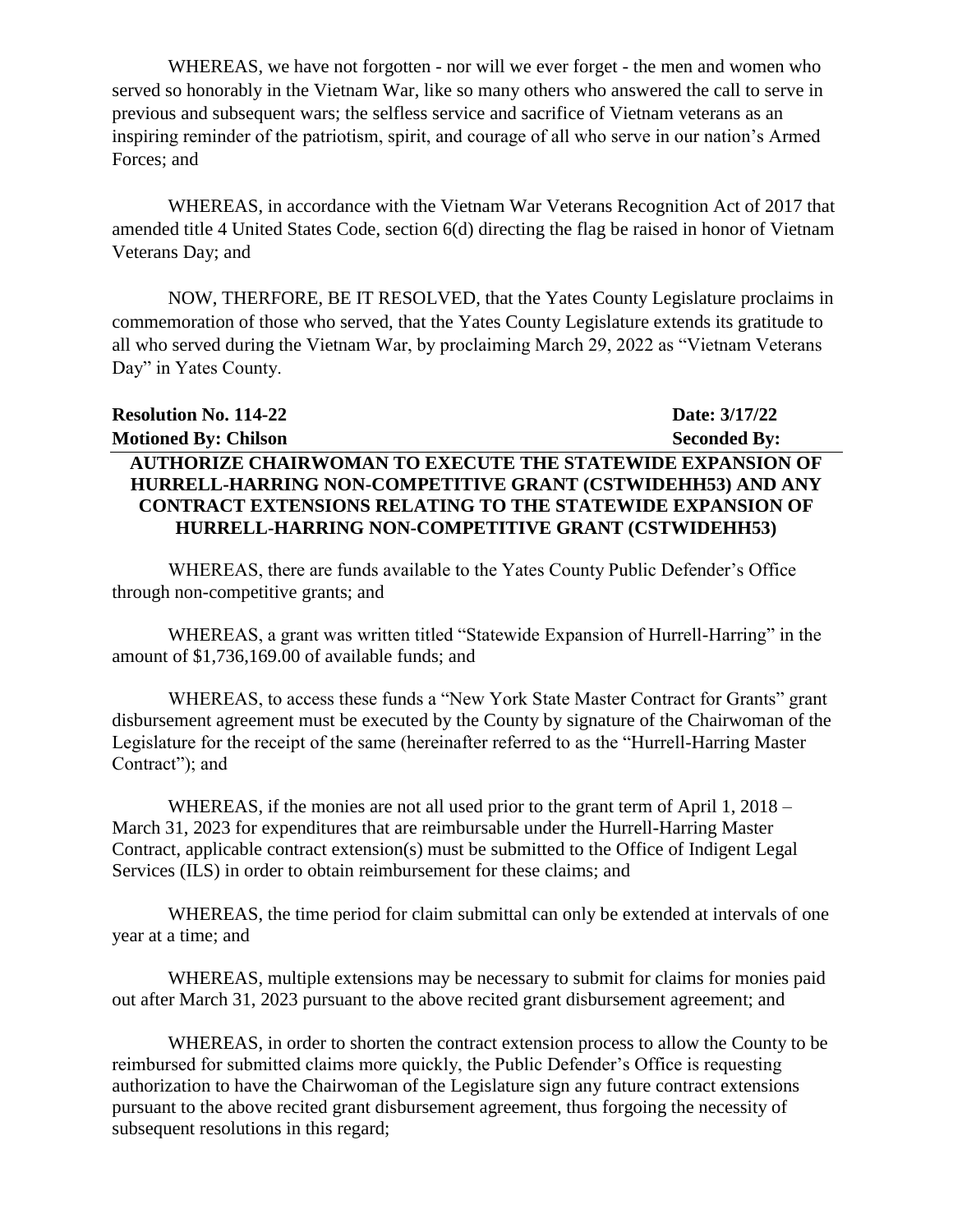WHEREAS, we have not forgotten - nor will we ever forget - the men and women who served so honorably in the Vietnam War, like so many others who answered the call to serve in previous and subsequent wars; the selfless service and sacrifice of Vietnam veterans as an inspiring reminder of the patriotism, spirit, and courage of all who serve in our nation's Armed Forces; and

WHEREAS, in accordance with the Vietnam War Veterans Recognition Act of 2017 that amended title 4 United States Code, section 6(d) directing the flag be raised in honor of Vietnam Veterans Day; and

NOW, THERFORE, BE IT RESOLVED, that the Yates County Legislature proclaims in commemoration of those who served, that the Yates County Legislature extends its gratitude to all who served during the Vietnam War, by proclaiming March 29, 2022 as "Vietnam Veterans Day" in Yates County.

**Resolution No. 114-22** **Date: 3/17/22**
**Motioned By: Chilson** **Seconded By:**

**AUTHORIZE CHAIRWOMAN TO EXECUTE THE STATEWIDE EXPANSION OF HURRELL-HARRING NON-COMPETITIVE GRANT (CSTWIDEHH53) AND ANY CONTRACT EXTENSIONS RELATING TO THE STATEWIDE EXPANSION OF HURRELL-HARRING NON-COMPETITIVE GRANT (CSTWIDEHH53)**

WHEREAS, there are funds available to the Yates County Public Defender's Office through non-competitive grants; and

WHEREAS, a grant was written titled "Statewide Expansion of Hurrell-Harring" in the amount of $1,736,169.00 of available funds; and

WHEREAS, to access these funds a "New York State Master Contract for Grants" grant disbursement agreement must be executed by the County by signature of the Chairwoman of the Legislature for the receipt of the same (hereinafter referred to as the "Hurrell-Harring Master Contract"); and

WHEREAS, if the monies are not all used prior to the grant term of April 1, 2018 – March 31, 2023 for expenditures that are reimbursable under the Hurrell-Harring Master Contract, applicable contract extension(s) must be submitted to the Office of Indigent Legal Services (ILS) in order to obtain reimbursement for these claims; and

WHEREAS, the time period for claim submittal can only be extended at intervals of one year at a time; and

WHEREAS, multiple extensions may be necessary to submit for claims for monies paid out after March 31, 2023 pursuant to the above recited grant disbursement agreement; and

WHEREAS, in order to shorten the contract extension process to allow the County to be reimbursed for submitted claims more quickly, the Public Defender's Office is requesting authorization to have the Chairwoman of the Legislature sign any future contract extensions pursuant to the above recited grant disbursement agreement, thus forgoing the necessity of subsequent resolutions in this regard;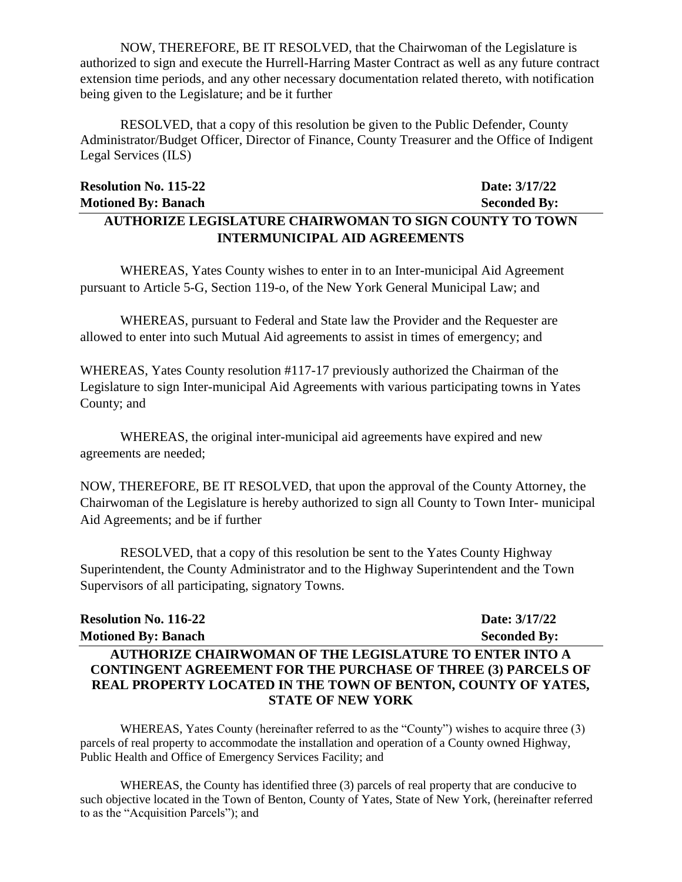NOW, THEREFORE, BE IT RESOLVED, that the Chairwoman of the Legislature is authorized to sign and execute the Hurrell-Harring Master Contract as well as any future contract extension time periods, and any other necessary documentation related thereto, with notification being given to the Legislature; and be it further

RESOLVED, that a copy of this resolution be given to the Public Defender, County Administrator/Budget Officer, Director of Finance, County Treasurer and the Office of Indigent Legal Services (ILS)

**Resolution No. 115-22** **Date: 3/17/22**
**Motioned By: Banach** **Seconded By:**

**AUTHORIZE LEGISLATURE CHAIRWOMAN TO SIGN COUNTY TO TOWN INTERMUNICIPAL AID AGREEMENTS**

WHEREAS, Yates County wishes to enter in to an Inter-municipal Aid Agreement pursuant to Article 5-G, Section 119-o, of the New York General Municipal Law; and

WHEREAS, pursuant to Federal and State law the Provider and the Requester are allowed to enter into such Mutual Aid agreements to assist in times of emergency; and

WHEREAS, Yates County resolution #117-17 previously authorized the Chairman of the Legislature to sign Inter-municipal Aid Agreements with various participating towns in Yates County; and

WHEREAS, the original inter-municipal aid agreements have expired and new agreements are needed;

NOW, THEREFORE, BE IT RESOLVED, that upon the approval of the County Attorney, the Chairwoman of the Legislature is hereby authorized to sign all County to Town Inter- municipal Aid Agreements; and be if further

RESOLVED, that a copy of this resolution be sent to the Yates County Highway Superintendent, the County Administrator and to the Highway Superintendent and the Town Supervisors of all participating, signatory Towns.

**Resolution No. 116-22** **Date: 3/17/22**
**Motioned By: Banach** **Seconded By:**

**AUTHORIZE CHAIRWOMAN OF THE LEGISLATURE TO ENTER INTO A CONTINGENT AGREEMENT FOR THE PURCHASE OF THREE (3) PARCELS OF REAL PROPERTY LOCATED IN THE TOWN OF BENTON, COUNTY OF YATES, STATE OF NEW YORK**

WHEREAS, Yates County (hereinafter referred to as the "County") wishes to acquire three (3) parcels of real property to accommodate the installation and operation of a County owned Highway, Public Health and Office of Emergency Services Facility; and

WHEREAS, the County has identified three (3) parcels of real property that are conducive to such objective located in the Town of Benton, County of Yates, State of New York, (hereinafter referred to as the "Acquisition Parcels"); and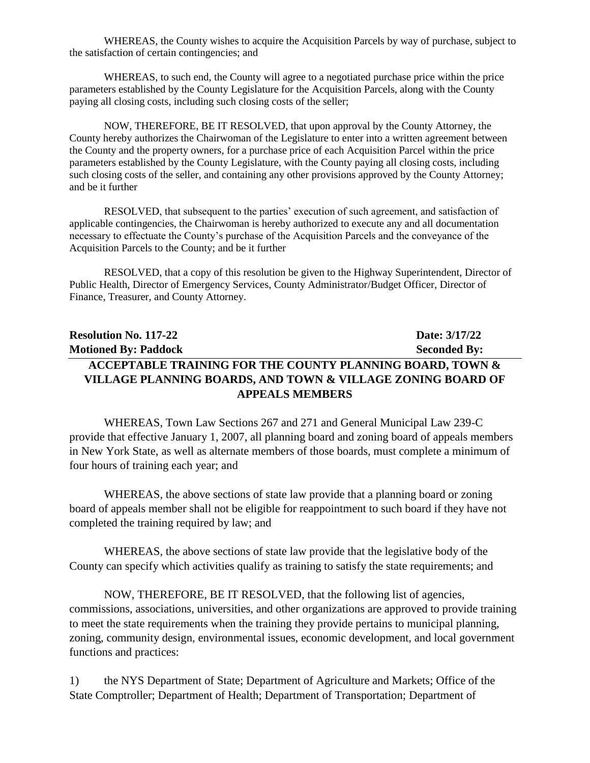WHEREAS, the County wishes to acquire the Acquisition Parcels by way of purchase, subject to the satisfaction of certain contingencies; and

WHEREAS, to such end, the County will agree to a negotiated purchase price within the price parameters established by the County Legislature for the Acquisition Parcels, along with the County paying all closing costs, including such closing costs of the seller;

NOW, THEREFORE, BE IT RESOLVED, that upon approval by the County Attorney, the County hereby authorizes the Chairwoman of the Legislature to enter into a written agreement between the County and the property owners, for a purchase price of each Acquisition Parcel within the price parameters established by the County Legislature, with the County paying all closing costs, including such closing costs of the seller, and containing any other provisions approved by the County Attorney; and be it further

RESOLVED, that subsequent to the parties' execution of such agreement, and satisfaction of applicable contingencies, the Chairwoman is hereby authorized to execute any and all documentation necessary to effectuate the County's purchase of the Acquisition Parcels and the conveyance of the Acquisition Parcels to the County; and be it further

RESOLVED, that a copy of this resolution be given to the Highway Superintendent, Director of Public Health, Director of Emergency Services, County Administrator/Budget Officer, Director of Finance, Treasurer, and County Attorney.

**Resolution No. 117-22** **Date: 3/17/22**
**Motioned By: Paddock** **Seconded By:**

## ACCEPTABLE TRAINING FOR THE COUNTY PLANNING BOARD, TOWN & VILLAGE PLANNING BOARDS, AND TOWN & VILLAGE ZONING BOARD OF APPEALS MEMBERS

WHEREAS, Town Law Sections 267 and 271 and General Municipal Law 239-C provide that effective January 1, 2007, all planning board and zoning board of appeals members in New York State, as well as alternate members of those boards, must complete a minimum of four hours of training each year; and

WHEREAS, the above sections of state law provide that a planning board or zoning board of appeals member shall not be eligible for reappointment to such board if they have not completed the training required by law; and

WHEREAS, the above sections of state law provide that the legislative body of the County can specify which activities qualify as training to satisfy the state requirements; and

NOW, THEREFORE, BE IT RESOLVED, that the following list of agencies, commissions, associations, universities, and other organizations are approved to provide training to meet the state requirements when the training they provide pertains to municipal planning, zoning, community design, environmental issues, economic development, and local government functions and practices:

1) the NYS Department of State; Department of Agriculture and Markets; Office of the State Comptroller; Department of Health; Department of Transportation; Department of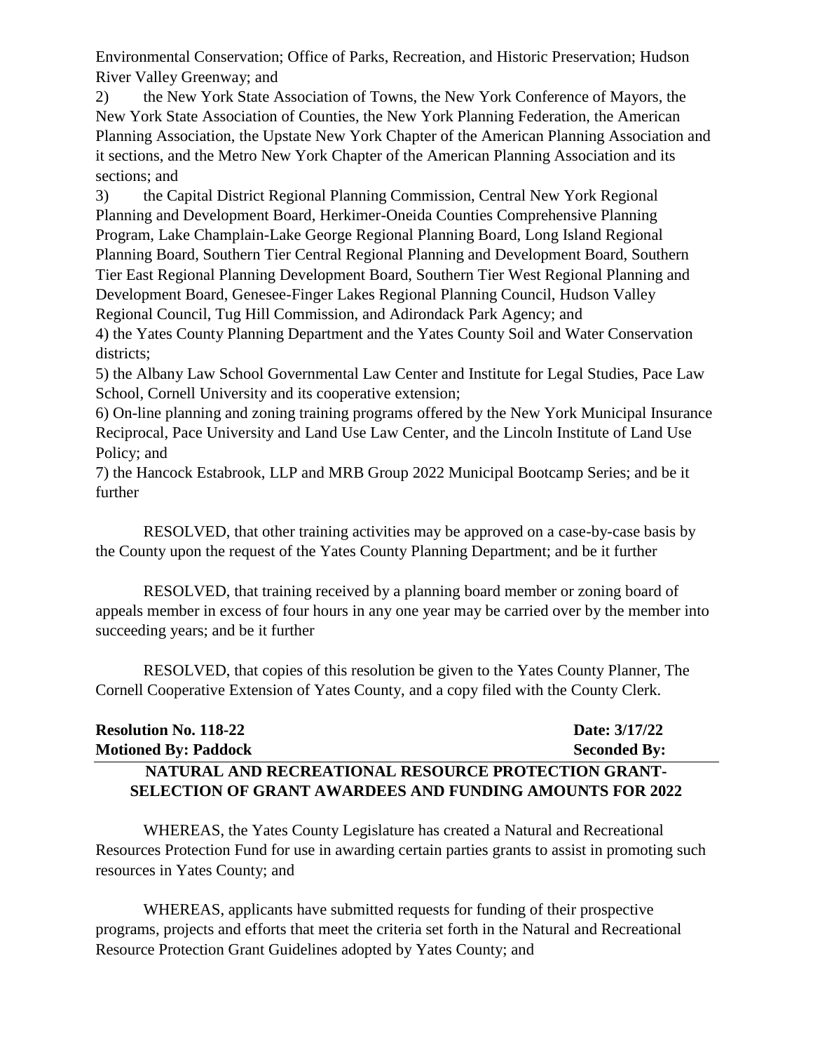Environmental Conservation; Office of Parks, Recreation, and Historic Preservation; Hudson River Valley Greenway; and

2) the New York State Association of Towns, the New York Conference of Mayors, the New York State Association of Counties, the New York Planning Federation, the American Planning Association, the Upstate New York Chapter of the American Planning Association and it sections, and the Metro New York Chapter of the American Planning Association and its sections; and

3) the Capital District Regional Planning Commission, Central New York Regional Planning and Development Board, Herkimer-Oneida Counties Comprehensive Planning Program, Lake Champlain-Lake George Regional Planning Board, Long Island Regional Planning Board, Southern Tier Central Regional Planning and Development Board, Southern Tier East Regional Planning Development Board, Southern Tier West Regional Planning and Development Board, Genesee-Finger Lakes Regional Planning Council, Hudson Valley Regional Council, Tug Hill Commission, and Adirondack Park Agency; and

4) the Yates County Planning Department and the Yates County Soil and Water Conservation districts;

5) the Albany Law School Governmental Law Center and Institute for Legal Studies, Pace Law School, Cornell University and its cooperative extension;

6) On-line planning and zoning training programs offered by the New York Municipal Insurance Reciprocal, Pace University and Land Use Law Center, and the Lincoln Institute of Land Use Policy; and

7) the Hancock Estabrook, LLP and MRB Group 2022 Municipal Bootcamp Series; and be it further

RESOLVED, that other training activities may be approved on a case-by-case basis by the County upon the request of the Yates County Planning Department; and be it further

RESOLVED, that training received by a planning board member or zoning board of appeals member in excess of four hours in any one year may be carried over by the member into succeeding years; and be it further

RESOLVED, that copies of this resolution be given to the Yates County Planner, The Cornell Cooperative Extension of Yates County, and a copy filed with the County Clerk.

**Resolution No. 118-22** **Date: 3/17/22**
**Motioned By: Paddock** **Seconded By:**

## NATURAL AND RECREATIONAL RESOURCE PROTECTION GRANT- SELECTION OF GRANT AWARDEES AND FUNDING AMOUNTS FOR 2022

WHEREAS, the Yates County Legislature has created a Natural and Recreational Resources Protection Fund for use in awarding certain parties grants to assist in promoting such resources in Yates County; and

WHEREAS, applicants have submitted requests for funding of their prospective programs, projects and efforts that meet the criteria set forth in the Natural and Recreational Resource Protection Grant Guidelines adopted by Yates County; and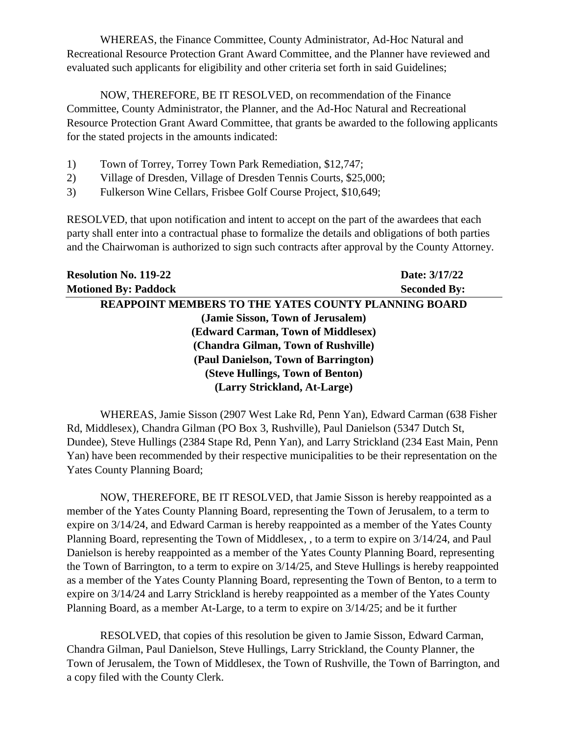WHEREAS, the Finance Committee, County Administrator, Ad-Hoc Natural and Recreational Resource Protection Grant Award Committee, and the Planner have reviewed and evaluated such applicants for eligibility and other criteria set forth in said Guidelines;

NOW, THEREFORE, BE IT RESOLVED, on recommendation of the Finance Committee, County Administrator, the Planner, and the Ad-Hoc Natural and Recreational Resource Protection Grant Award Committee, that grants be awarded to the following applicants for the stated projects in the amounts indicated:

1) Town of Torrey, Torrey Town Park Remediation, $12,747;
2) Village of Dresden, Village of Dresden Tennis Courts, $25,000;
3) Fulkerson Wine Cellars, Frisbee Golf Course Project, $10,649;

RESOLVED, that upon notification and intent to accept on the part of the awardees that each party shall enter into a contractual phase to formalize the details and obligations of both parties and the Chairwoman is authorized to sign such contracts after approval by the County Attorney.

**Resolution No. 119-22** **Date: 3/17/22**
**Motioned By: Paddock** **Seconded By:**

**REAPPOINT MEMBERS TO THE YATES COUNTY PLANNING BOARD**
**(Jamie Sisson, Town of Jerusalem)**
**(Edward Carman, Town of Middlesex)**
**(Chandra Gilman, Town of Rushville)**
**(Paul Danielson, Town of Barrington)**
**(Steve Hullings, Town of Benton)**
**(Larry Strickland, At-Large)**

WHEREAS, Jamie Sisson (2907 West Lake Rd, Penn Yan), Edward Carman (638 Fisher Rd, Middlesex), Chandra Gilman (PO Box 3, Rushville), Paul Danielson (5347 Dutch St, Dundee), Steve Hullings (2384 Stape Rd, Penn Yan), and Larry Strickland (234 East Main, Penn Yan) have been recommended by their respective municipalities to be their representation on the Yates County Planning Board;

NOW, THEREFORE, BE IT RESOLVED, that Jamie Sisson is hereby reappointed as a member of the Yates County Planning Board, representing the Town of Jerusalem, to a term to expire on 3/14/24, and Edward Carman is hereby reappointed as a member of the Yates County Planning Board, representing the Town of Middlesex, , to a term to expire on 3/14/24, and Paul Danielson is hereby reappointed as a member of the Yates County Planning Board, representing the Town of Barrington, to a term to expire on 3/14/25, and Steve Hullings is hereby reappointed as a member of the Yates County Planning Board, representing the Town of Benton, to a term to expire on 3/14/24 and Larry Strickland is hereby reappointed as a member of the Yates County Planning Board, as a member At-Large, to a term to expire on 3/14/25; and be it further

RESOLVED, that copies of this resolution be given to Jamie Sisson, Edward Carman, Chandra Gilman, Paul Danielson, Steve Hullings, Larry Strickland, the County Planner, the Town of Jerusalem, the Town of Middlesex, the Town of Rushville, the Town of Barrington, and a copy filed with the County Clerk.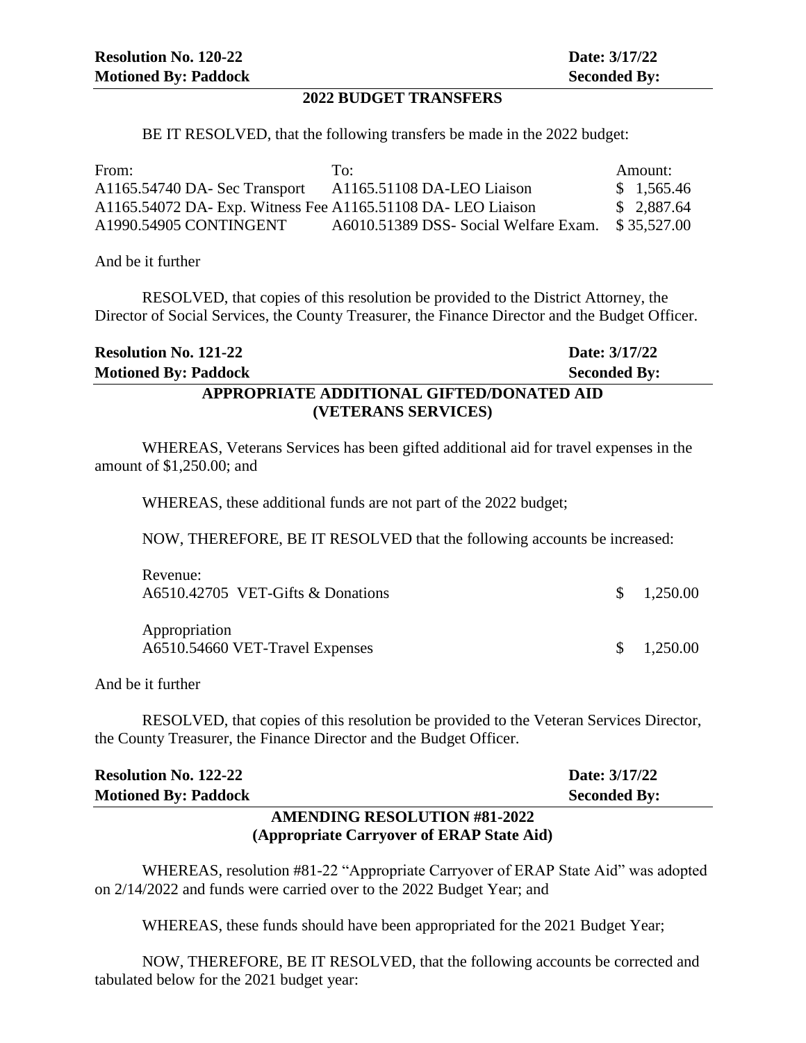**Resolution No. 120-22** **Date: 3/17/22**
**Motioned By: Paddock** **Seconded By:**

## 2022 BUDGET TRANSFERS

BE IT RESOLVED, that the following transfers be made in the 2022 budget:

| From: | To: | Amount: |
|---|---|---|
| A1165.54740 DA- Sec Transport | A1165.51108 DA-LEO Liaison | $ 1,565.46 |
| A1165.54072 DA- Exp. Witness Fee | A1165.51108 DA- LEO Liaison | $ 2,887.64 |
| A1990.54905 CONTINGENT | A6010.51389 DSS- Social Welfare Exam. | $ 35,527.00 |

And be it further

RESOLVED, that copies of this resolution be provided to the District Attorney, the Director of Social Services, the County Treasurer, the Finance Director and the Budget Officer.

**Resolution No. 121-22** **Date: 3/17/22**
**Motioned By: Paddock** **Seconded By:**

## APPROPRIATE ADDITIONAL GIFTED/DONATED AID (VETERANS SERVICES)

WHEREAS, Veterans Services has been gifted additional aid for travel expenses in the amount of $1,250.00; and

WHEREAS, these additional funds are not part of the 2022 budget;

NOW, THEREFORE, BE IT RESOLVED that the following accounts be increased:

| | |
|---|---|
| Revenue: | |
| A6510.42705 VET-Gifts & Donations | $ 1,250.00 |
| Appropriation | |
| A6510.54660 VET-Travel Expenses | $ 1,250.00 |

And be it further

RESOLVED, that copies of this resolution be provided to the Veteran Services Director, the County Treasurer, the Finance Director and the Budget Officer.

**Resolution No. 122-22** **Date: 3/17/22**
**Motioned By: Paddock** **Seconded By:**

## AMENDING RESOLUTION #81-2022 (Appropriate Carryover of ERAP State Aid)

WHEREAS, resolution #81-22 “Appropriate Carryover of ERAP State Aid” was adopted on 2/14/2022 and funds were carried over to the 2022 Budget Year; and

WHEREAS, these funds should have been appropriated for the 2021 Budget Year;

NOW, THEREFORE, BE IT RESOLVED, that the following accounts be corrected and tabulated below for the 2021 budget year: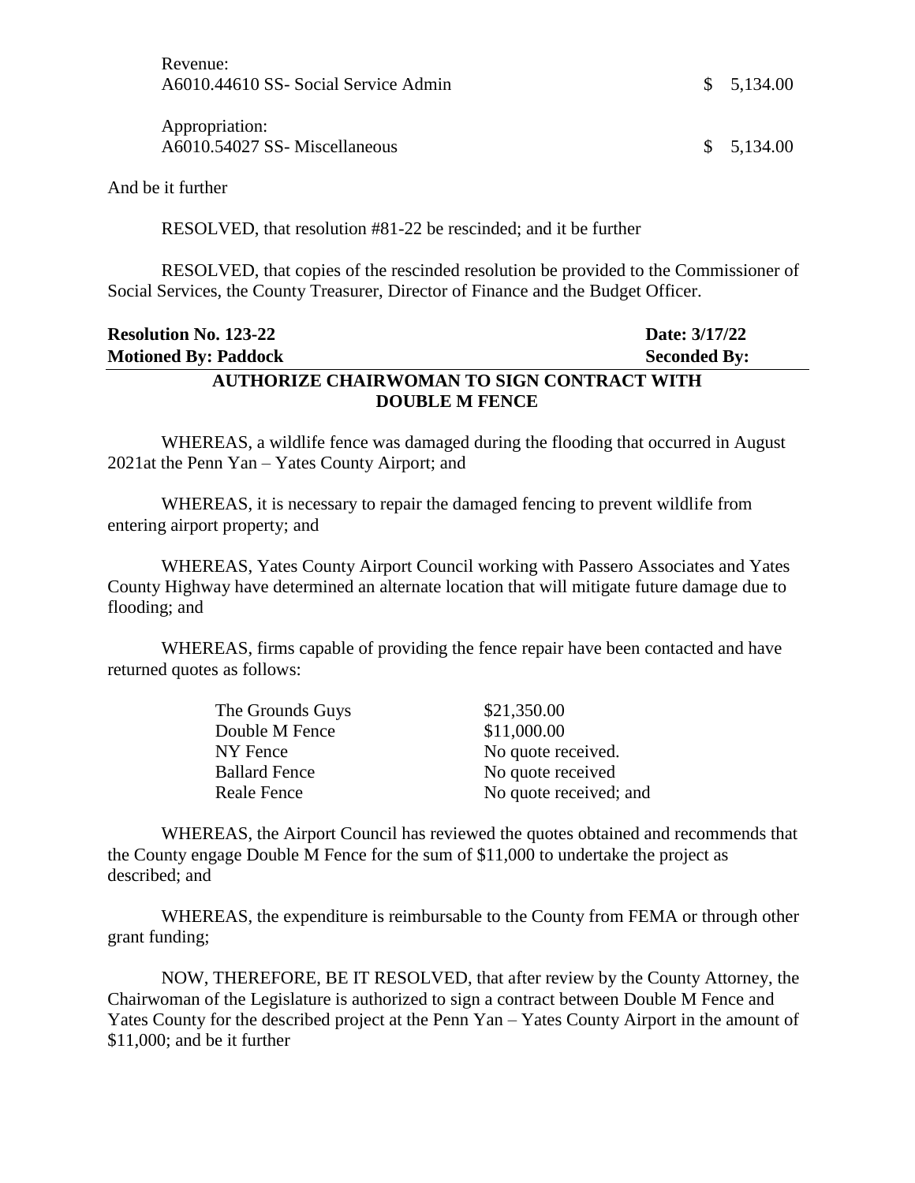Revenue:
A6010.44610 SS- Social Service Admin $ 5,134.00

Appropriation:
A6010.54027 SS- Miscellaneous $ 5,134.00

And be it further

RESOLVED, that resolution #81-22 be rescinded; and it be further

RESOLVED, that copies of the rescinded resolution be provided to the Commissioner of Social Services, the County Treasurer, Director of Finance and the Budget Officer.

**Resolution No. 123-22** **Date: 3/17/22**
**Motioned By: Paddock** **Seconded By:**

**AUTHORIZE CHAIRWOMAN TO SIGN CONTRACT WITH DOUBLE M FENCE**

WHEREAS, a wildlife fence was damaged during the flooding that occurred in August 2021at the Penn Yan – Yates County Airport; and

WHEREAS, it is necessary to repair the damaged fencing to prevent wildlife from entering airport property; and

WHEREAS, Yates County Airport Council working with Passero Associates and Yates County Highway have determined an alternate location that will mitigate future damage due to flooding; and

WHEREAS, firms capable of providing the fence repair have been contacted and have returned quotes as follows:

| | |
|---|---|
| The Grounds Guys | $21,350.00 |
| Double M Fence | $11,000.00 |
| NY Fence | No quote received. |
| Ballard Fence | No quote received |
| Reale Fence | No quote received; and |

WHEREAS, the Airport Council has reviewed the quotes obtained and recommends that the County engage Double M Fence for the sum of $11,000 to undertake the project as described; and

WHEREAS, the expenditure is reimbursable to the County from FEMA or through other grant funding;

NOW, THEREFORE, BE IT RESOLVED, that after review by the County Attorney, the Chairwoman of the Legislature is authorized to sign a contract between Double M Fence and Yates County for the described project at the Penn Yan – Yates County Airport in the amount of $11,000; and be it further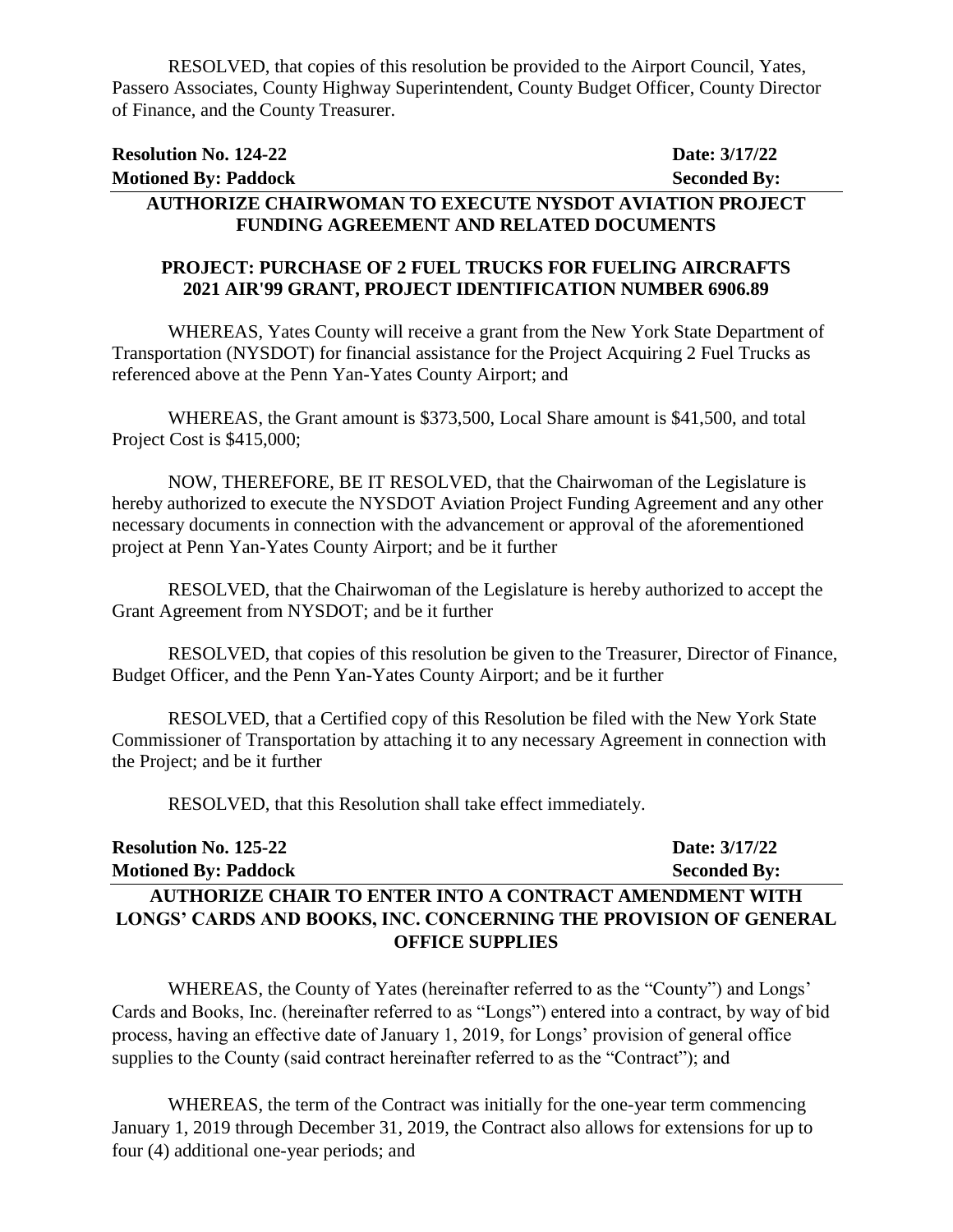RESOLVED, that copies of this resolution be provided to the Airport Council, Yates, Passero Associates, County Highway Superintendent, County Budget Officer, County Director of Finance, and the County Treasurer.

**Resolution No. 124-22** **Date: 3/17/22**
**Motioned By: Paddock** **Seconded By:**

**AUTHORIZE CHAIRWOMAN TO EXECUTE NYSDOT AVIATION PROJECT FUNDING AGREEMENT AND RELATED DOCUMENTS**

**PROJECT: PURCHASE OF 2 FUEL TRUCKS FOR FUELING AIRCRAFTS 2021 AIR'99 GRANT, PROJECT IDENTIFICATION NUMBER 6906.89**

WHEREAS, Yates County will receive a grant from the New York State Department of Transportation (NYSDOT) for financial assistance for the Project Acquiring 2 Fuel Trucks as referenced above at the Penn Yan-Yates County Airport; and

WHEREAS, the Grant amount is $373,500, Local Share amount is $41,500, and total Project Cost is $415,000;

NOW, THEREFORE, BE IT RESOLVED, that the Chairwoman of the Legislature is hereby authorized to execute the NYSDOT Aviation Project Funding Agreement and any other necessary documents in connection with the advancement or approval of the aforementioned project at Penn Yan-Yates County Airport; and be it further

RESOLVED, that the Chairwoman of the Legislature is hereby authorized to accept the Grant Agreement from NYSDOT; and be it further

RESOLVED, that copies of this resolution be given to the Treasurer, Director of Finance, Budget Officer, and the Penn Yan-Yates County Airport; and be it further

RESOLVED, that a Certified copy of this Resolution be filed with the New York State Commissioner of Transportation by attaching it to any necessary Agreement in connection with the Project; and be it further

RESOLVED, that this Resolution shall take effect immediately.

**Resolution No. 125-22** **Date: 3/17/22**
**Motioned By: Paddock** **Seconded By:**

**AUTHORIZE CHAIR TO ENTER INTO A CONTRACT AMENDMENT WITH LONGS' CARDS AND BOOKS, INC. CONCERNING THE PROVISION OF GENERAL OFFICE SUPPLIES**

WHEREAS, the County of Yates (hereinafter referred to as the "County") and Longs' Cards and Books, Inc. (hereinafter referred to as "Longs") entered into a contract, by way of bid process, having an effective date of January 1, 2019, for Longs' provision of general office supplies to the County (said contract hereinafter referred to as the "Contract"); and

WHEREAS, the term of the Contract was initially for the one-year term commencing January 1, 2019 through December 31, 2019, the Contract also allows for extensions for up to four (4) additional one-year periods; and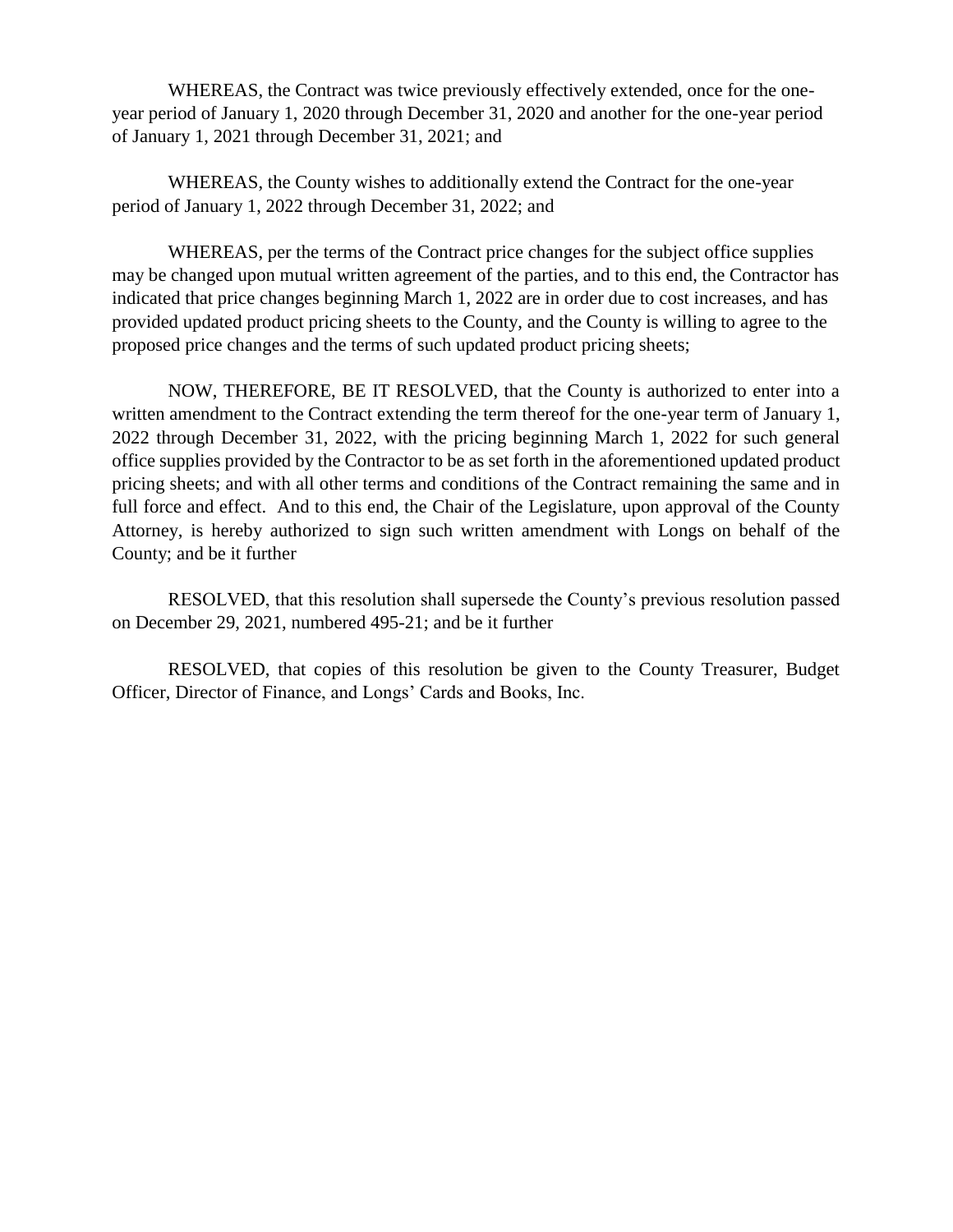WHEREAS, the Contract was twice previously effectively extended, once for the one-year period of January 1, 2020 through December 31, 2020 and another for the one-year period of January 1, 2021 through December 31, 2021; and

WHEREAS, the County wishes to additionally extend the Contract for the one-year period of January 1, 2022 through December 31, 2022; and

WHEREAS, per the terms of the Contract price changes for the subject office supplies may be changed upon mutual written agreement of the parties, and to this end, the Contractor has indicated that price changes beginning March 1, 2022 are in order due to cost increases, and has provided updated product pricing sheets to the County, and the County is willing to agree to the proposed price changes and the terms of such updated product pricing sheets;

NOW, THEREFORE, BE IT RESOLVED, that the County is authorized to enter into a written amendment to the Contract extending the term thereof for the one-year term of January 1, 2022 through December 31, 2022, with the pricing beginning March 1, 2022 for such general office supplies provided by the Contractor to be as set forth in the aforementioned updated product pricing sheets; and with all other terms and conditions of the Contract remaining the same and in full force and effect. And to this end, the Chair of the Legislature, upon approval of the County Attorney, is hereby authorized to sign such written amendment with Longs on behalf of the County; and be it further

RESOLVED, that this resolution shall supersede the County's previous resolution passed on December 29, 2021, numbered 495-21; and be it further

RESOLVED, that copies of this resolution be given to the County Treasurer, Budget Officer, Director of Finance, and Longs' Cards and Books, Inc.